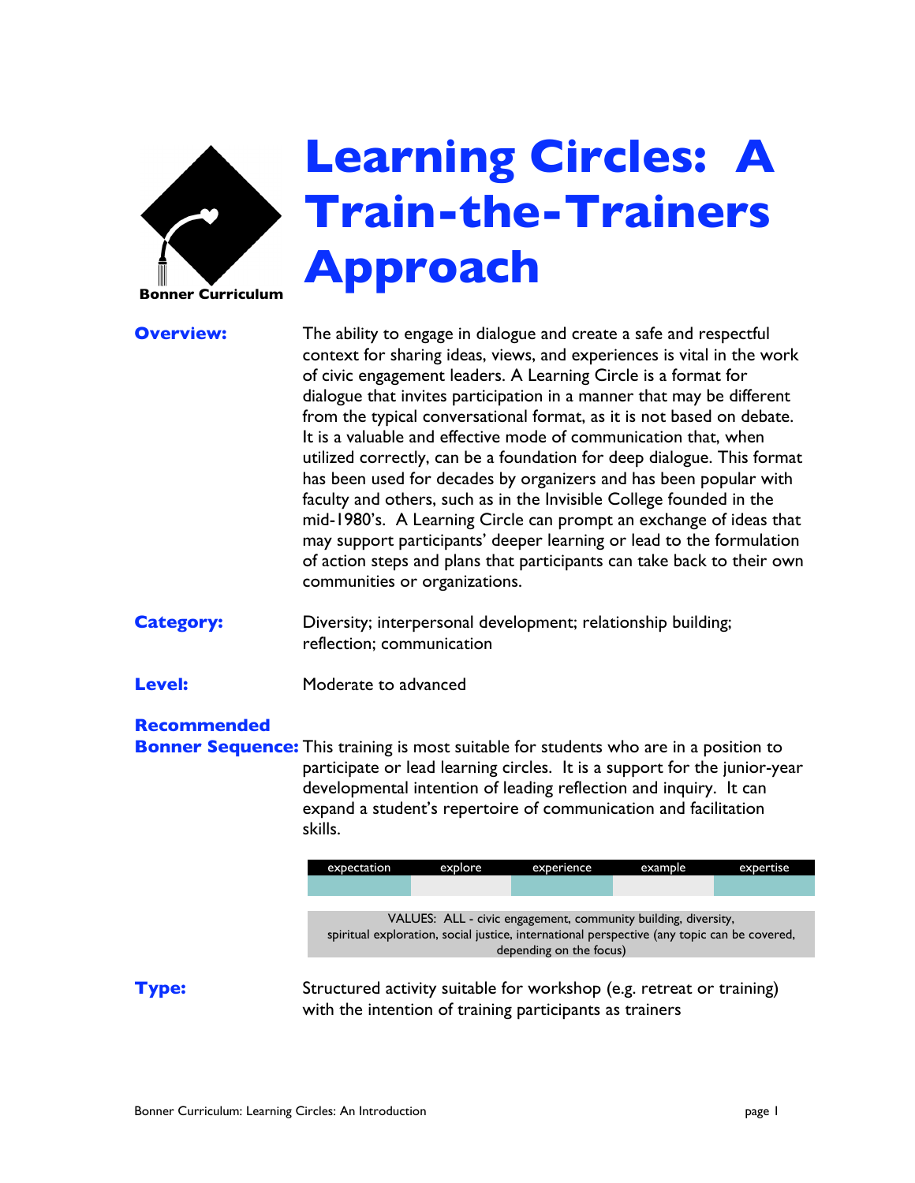Bonner Curriculum

# Learning Circles: A Train-the-Trainers Approach

**Overview:** The ability to engage in dialogue and create a safe and respectful context for sharing ideas, views, and experiences is vital in the work of civic engagement leaders. A Learning Circle is a format for dialogue that invites participation in a manner that may be different from the typical conversational format, as it is not based on debate. It is a valuable and effective mode of communication that, when utilized correctly, can be a foundation for deep dialogue. This format has been used for decades by organizers and has been popular with faculty and others, such as in the Invisible College founded in the mid-1980's. A Learning Circle can prompt an exchange of ideas that may support participants' deeper learning or lead to the formulation of action steps and plans that participants can take back to their own communities or organizations.

**Category:** Diversity; interpersonal development; relationship building; reflection; communication

**Level:** Moderate to advanced

**Recommended Bonner Sequence:** This training is most suitable for students who are in a position to participate or lead learning circles. It is a support for the junior-year developmental intention of leading reflection and inquiry. It can expand a student's repertoire of communication and facilitation skills.

| expectation | explore | experience | example | expertise |
|---|---|---|---|---|
| | | | | |

VALUES: ALL - civic engagement, community building, diversity, spiritual exploration, social justice, international perspective (any topic can be covered, depending on the focus)

**Type:** Structured activity suitable for workshop (e.g. retreat or training) with the intention of training participants as trainers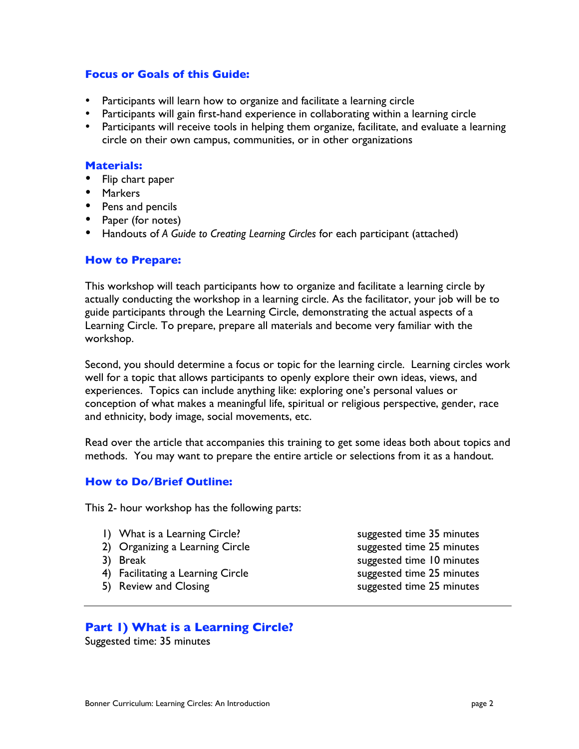### Focus or Goals of this Guide:

- Participants will learn how to organize and facilitate a learning circle
- Participants will gain first-hand experience in collaborating within a learning circle
- Participants will receive tools in helping them organize, facilitate, and evaluate a learning circle on their own campus, communities, or in other organizations

### Materials:

- Flip chart paper
- Markers
- Pens and pencils
- Paper (for notes)
- Handouts of *A Guide to Creating Learning Circles* for each participant (attached)

### How to Prepare:

This workshop will teach participants how to organize and facilitate a learning circle by actually conducting the workshop in a learning circle. As the facilitator, your job will be to guide participants through the Learning Circle, demonstrating the actual aspects of a Learning Circle. To prepare, prepare all materials and become very familiar with the workshop.

Second, you should determine a focus or topic for the learning circle. Learning circles work well for a topic that allows participants to openly explore their own ideas, views, and experiences. Topics can include anything like: exploring one's personal values or conception of what makes a meaningful life, spiritual or religious perspective, gender, race and ethnicity, body image, social movements, etc.

Read over the article that accompanies this training to get some ideas both about topics and methods. You may want to prepare the entire article or selections from it as a handout.

### How to Do/Brief Outline:

This 2- hour workshop has the following parts:

| | |
|---|---|
| 1) What is a Learning Circle? | suggested time 35 minutes |
| 2) Organizing a Learning Circle | suggested time 25 minutes |
| 3) Break | suggested time 10 minutes |
| 4) Facilitating a Learning Circle | suggested time 25 minutes |
| 5) Review and Closing | suggested time 25 minutes |

---

## Part 1) What is a Learning Circle?

Suggested time: 35 minutes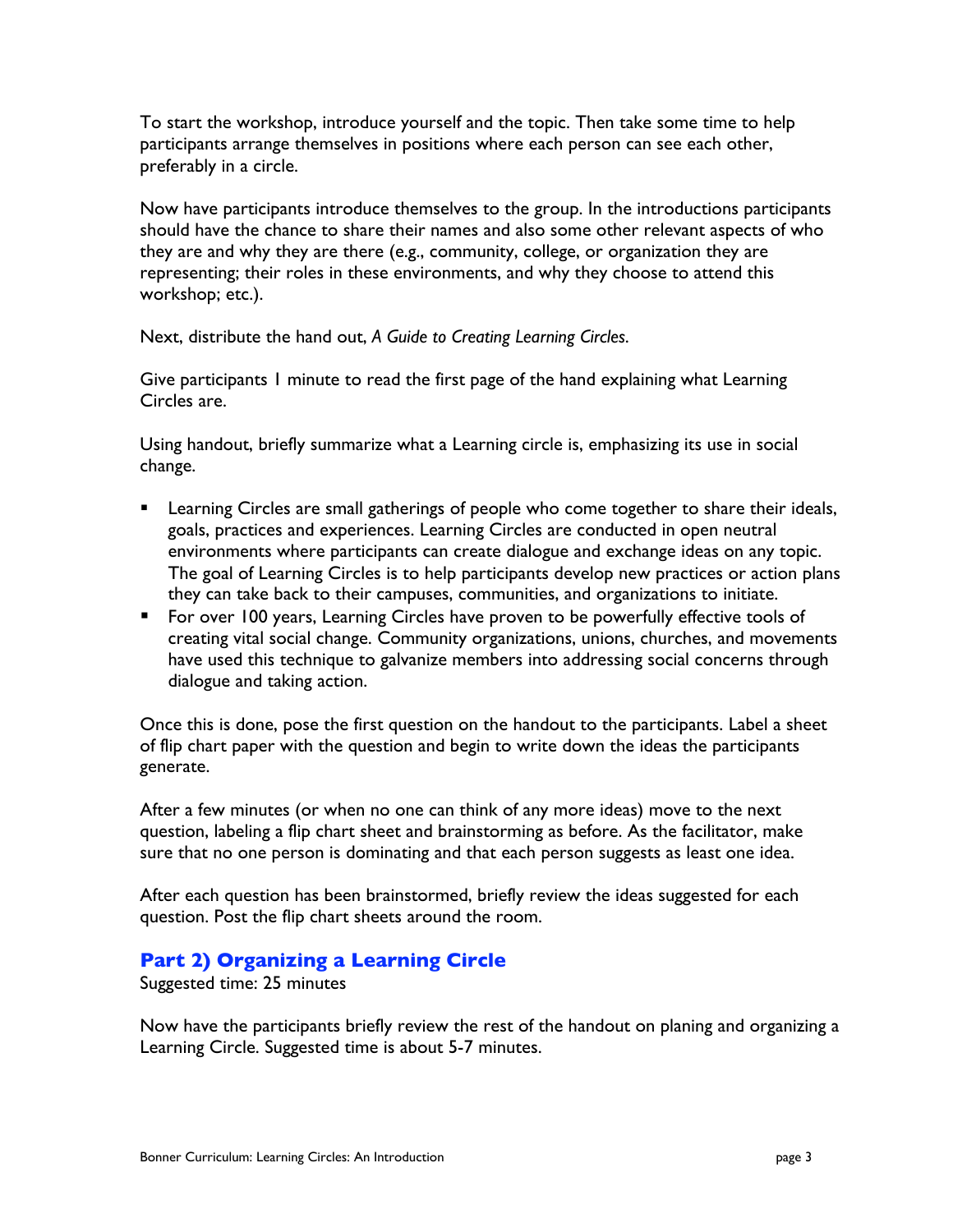To start the workshop, introduce yourself and the topic. Then take some time to help participants arrange themselves in positions where each person can see each other, preferably in a circle.

Now have participants introduce themselves to the group. In the introductions participants should have the chance to share their names and also some other relevant aspects of who they are and why they are there (e.g., community, college, or organization they are representing; their roles in these environments, and why they choose to attend this workshop; etc.).

Next, distribute the hand out, *A Guide to Creating Learning Circles.*

Give participants 1 minute to read the first page of the hand explaining what Learning Circles are.

Using handout, briefly summarize what a Learning circle is, emphasizing its use in social change.

- Learning Circles are small gatherings of people who come together to share their ideals, goals, practices and experiences. Learning Circles are conducted in open neutral environments where participants can create dialogue and exchange ideas on any topic. The goal of Learning Circles is to help participants develop new practices or action plans they can take back to their campuses, communities, and organizations to initiate.
- For over 100 years, Learning Circles have proven to be powerfully effective tools of creating vital social change. Community organizations, unions, churches, and movements have used this technique to galvanize members into addressing social concerns through dialogue and taking action.

Once this is done, pose the first question on the handout to the participants. Label a sheet of flip chart paper with the question and begin to write down the ideas the participants generate.

After a few minutes (or when no one can think of any more ideas) move to the next question, labeling a flip chart sheet and brainstorming as before. As the facilitator, make sure that no one person is dominating and that each person suggests as least one idea.

After each question has been brainstormed, briefly review the ideas suggested for each question. Post the flip chart sheets around the room.

## Part 2) Organizing a Learning Circle

Suggested time: 25 minutes

Now have the participants briefly review the rest of the handout on planing and organizing a Learning Circle. Suggested time is about 5-7 minutes.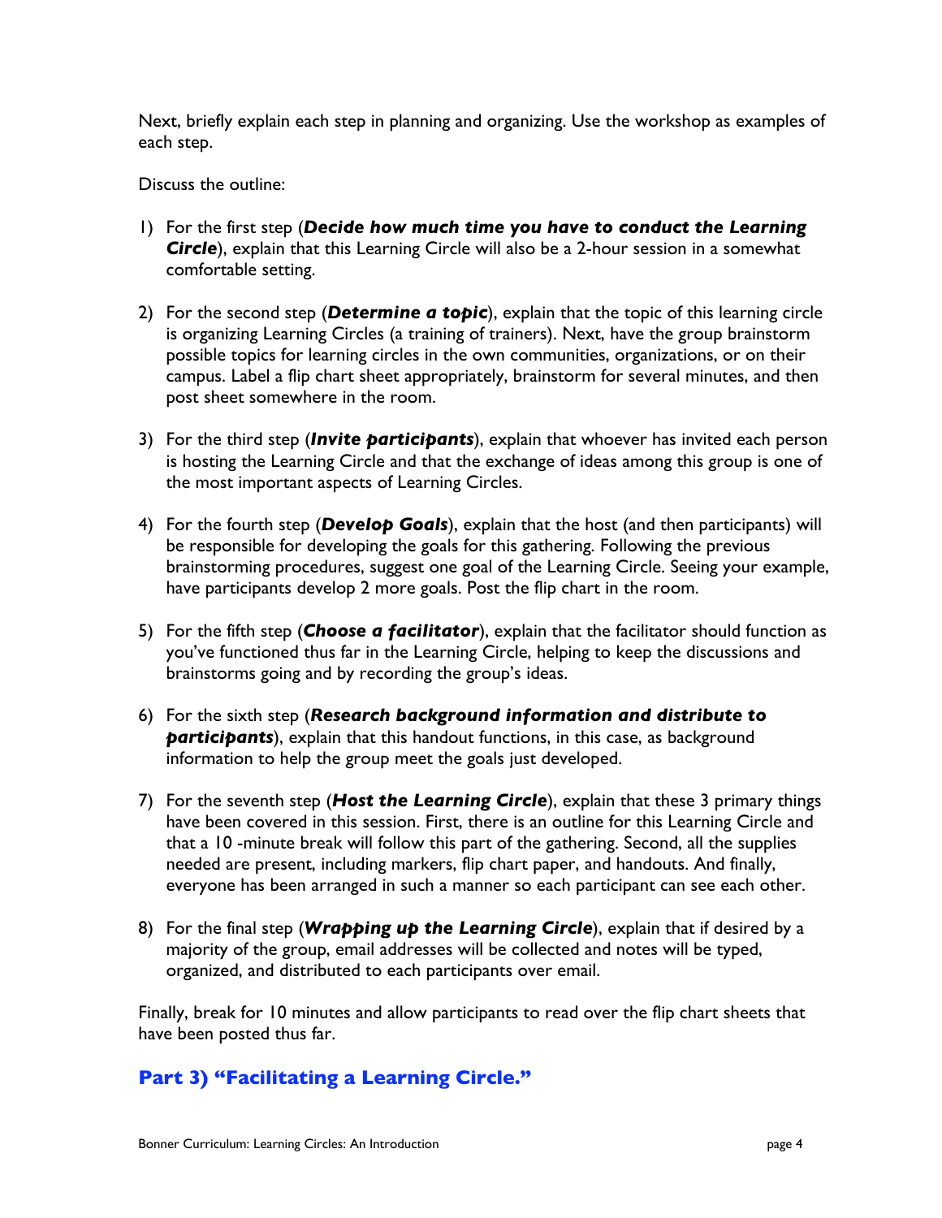Next, briefly explain each step in planning and organizing. Use the workshop as examples of each step.

Discuss the outline:

1) For the first step (***Decide how much time you have to conduct the Learning Circle***), explain that this Learning Circle will also be a 2-hour session in a somewhat comfortable setting.

2) For the second step (***Determine a topic***), explain that the topic of this learning circle is organizing Learning Circles (a training of trainers). Next, have the group brainstorm possible topics for learning circles in the own communities, organizations, or on their campus. Label a flip chart sheet appropriately, brainstorm for several minutes, and then post sheet somewhere in the room.

3) For the third step (***Invite participants***), explain that whoever has invited each person is hosting the Learning Circle and that the exchange of ideas among this group is one of the most important aspects of Learning Circles.

4) For the fourth step (***Develop Goals***), explain that the host (and then participants) will be responsible for developing the goals for this gathering. Following the previous brainstorming procedures, suggest one goal of the Learning Circle. Seeing your example, have participants develop 2 more goals. Post the flip chart in the room.

5) For the fifth step (***Choose a facilitator***), explain that the facilitator should function as you've functioned thus far in the Learning Circle, helping to keep the discussions and brainstorms going and by recording the group's ideas.

6) For the sixth step (***Research background information and distribute to participants***), explain that this handout functions, in this case, as background information to help the group meet the goals just developed.

7) For the seventh step (***Host the Learning Circle***), explain that these 3 primary things have been covered in this session. First, there is an outline for this Learning Circle and that a 10 -minute break will follow this part of the gathering. Second, all the supplies needed are present, including markers, flip chart paper, and handouts. And finally, everyone has been arranged in such a manner so each participant can see each other.

8) For the final step (***Wrapping up the Learning Circle***), explain that if desired by a majority of the group, email addresses will be collected and notes will be typed, organized, and distributed to each participants over email.

Finally, break for 10 minutes and allow participants to read over the flip chart sheets that have been posted thus far.

## Part 3) "Facilitating a Learning Circle."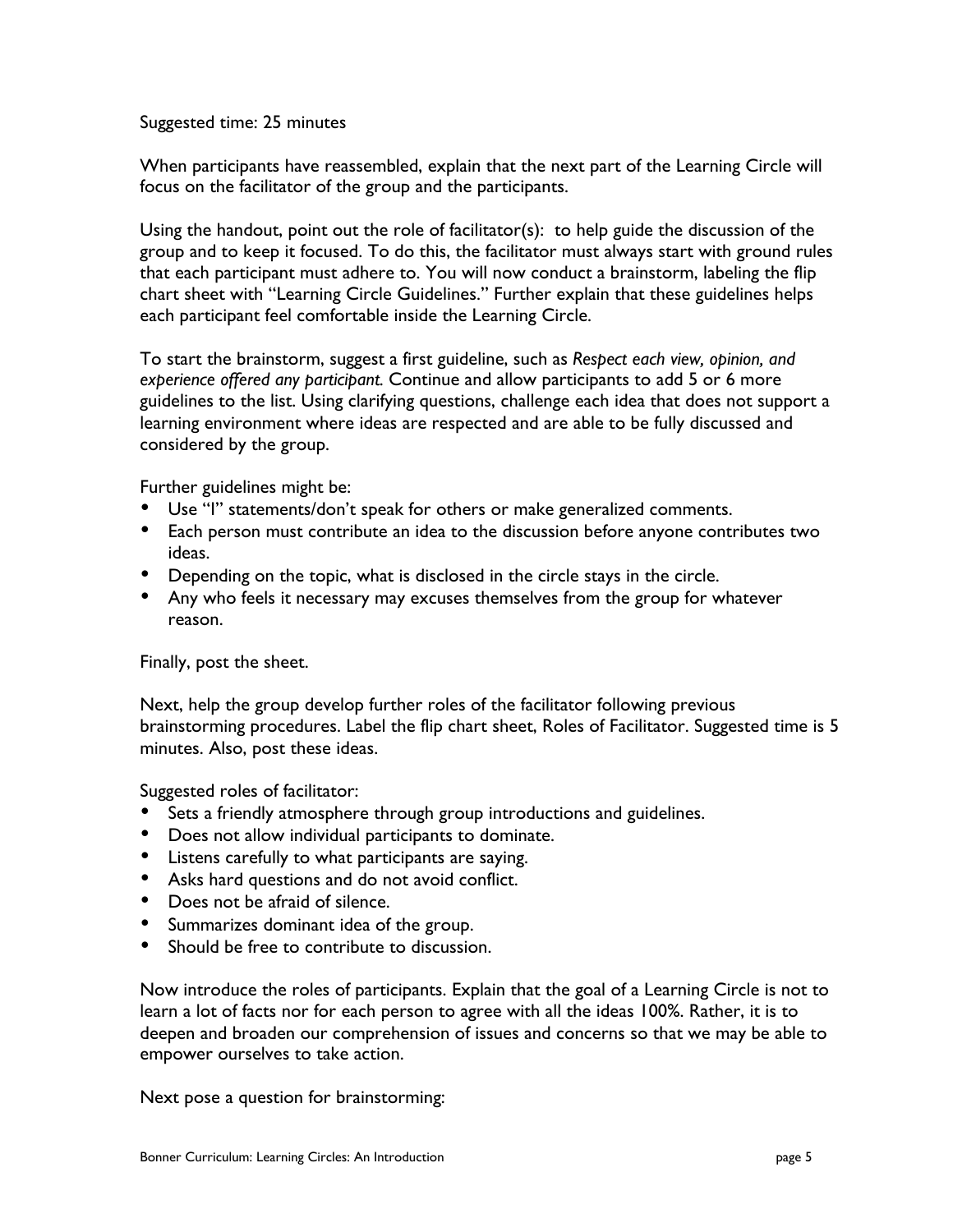Suggested time: 25 minutes

When participants have reassembled, explain that the next part of the Learning Circle will focus on the facilitator of the group and the participants.

Using the handout, point out the role of facilitator(s): to help guide the discussion of the group and to keep it focused. To do this, the facilitator must always start with ground rules that each participant must adhere to. You will now conduct a brainstorm, labeling the flip chart sheet with "Learning Circle Guidelines." Further explain that these guidelines helps each participant feel comfortable inside the Learning Circle.

To start the brainstorm, suggest a first guideline, such as *Respect each view, opinion, and experience offered any participant.* Continue and allow participants to add 5 or 6 more guidelines to the list. Using clarifying questions, challenge each idea that does not support a learning environment where ideas are respected and are able to be fully discussed and considered by the group.

Further guidelines might be:

- Use "I" statements/don't speak for others or make generalized comments.
- Each person must contribute an idea to the discussion before anyone contributes two ideas.
- Depending on the topic, what is disclosed in the circle stays in the circle.
- Any who feels it necessary may excuses themselves from the group for whatever reason.

Finally, post the sheet.

Next, help the group develop further roles of the facilitator following previous brainstorming procedures. Label the flip chart sheet, Roles of Facilitator. Suggested time is 5 minutes. Also, post these ideas.

Suggested roles of facilitator:

- Sets a friendly atmosphere through group introductions and guidelines.
- Does not allow individual participants to dominate.
- Listens carefully to what participants are saying.
- Asks hard questions and do not avoid conflict.
- Does not be afraid of silence.
- Summarizes dominant idea of the group.
- Should be free to contribute to discussion.

Now introduce the roles of participants. Explain that the goal of a Learning Circle is not to learn a lot of facts nor for each person to agree with all the ideas 100%. Rather, it is to deepen and broaden our comprehension of issues and concerns so that we may be able to empower ourselves to take action.

Next pose a question for brainstorming: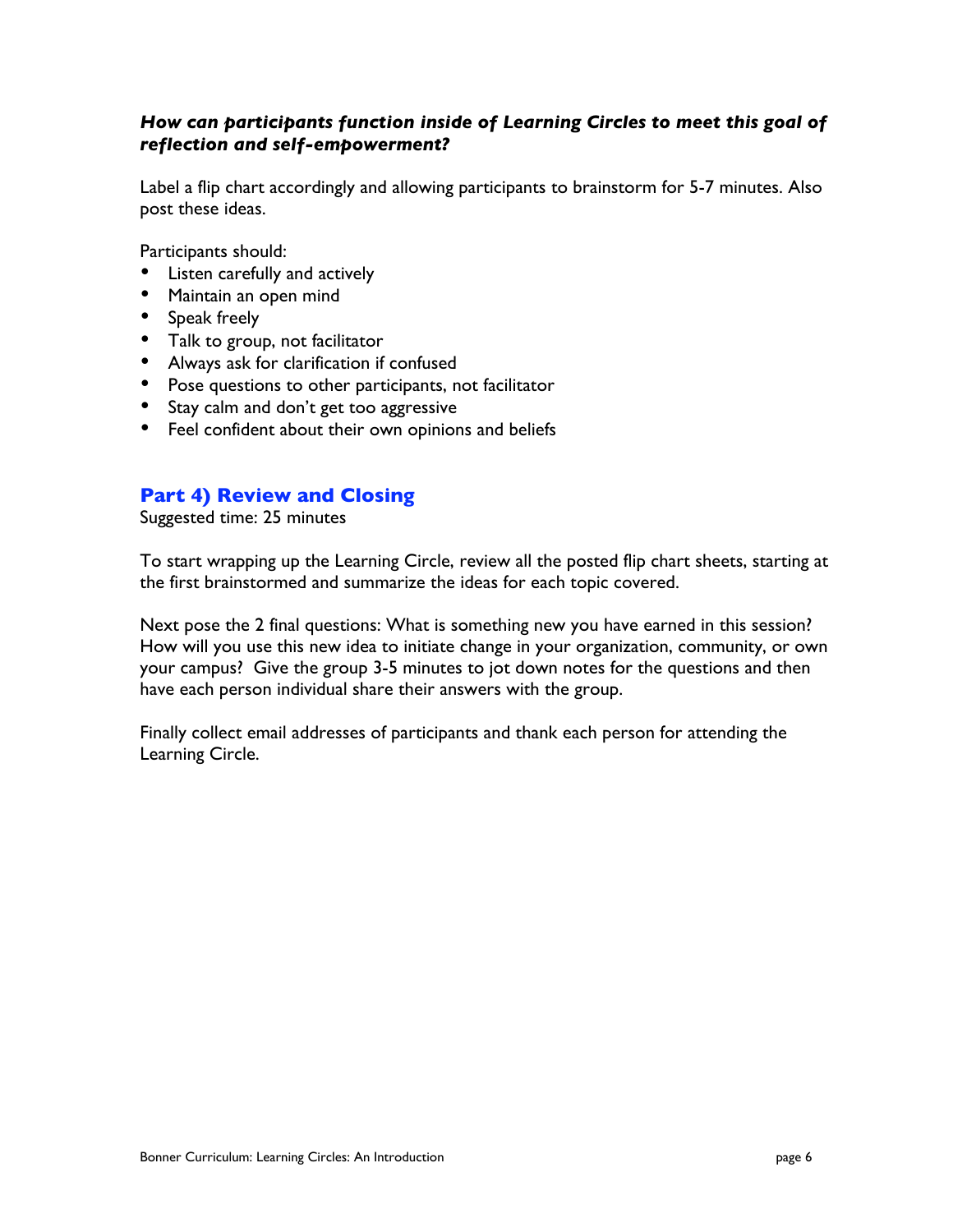***How can participants function inside of Learning Circles to meet this goal of reflection and self-empowerment?***

Label a flip chart accordingly and allowing participants to brainstorm for 5-7 minutes. Also post these ideas.

Participants should:

- Listen carefully and actively
- Maintain an open mind
- Speak freely
- Talk to group, not facilitator
- Always ask for clarification if confused
- Pose questions to other participants, not facilitator
- Stay calm and don't get too aggressive
- Feel confident about their own opinions and beliefs

## Part 4) Review and Closing

Suggested time: 25 minutes

To start wrapping up the Learning Circle, review all the posted flip chart sheets, starting at the first brainstormed and summarize the ideas for each topic covered.

Next pose the 2 final questions: What is something new you have earned in this session? How will you use this new idea to initiate change in your organization, community, or own your campus? Give the group 3-5 minutes to jot down notes for the questions and then have each person individual share their answers with the group.

Finally collect email addresses of participants and thank each person for attending the Learning Circle.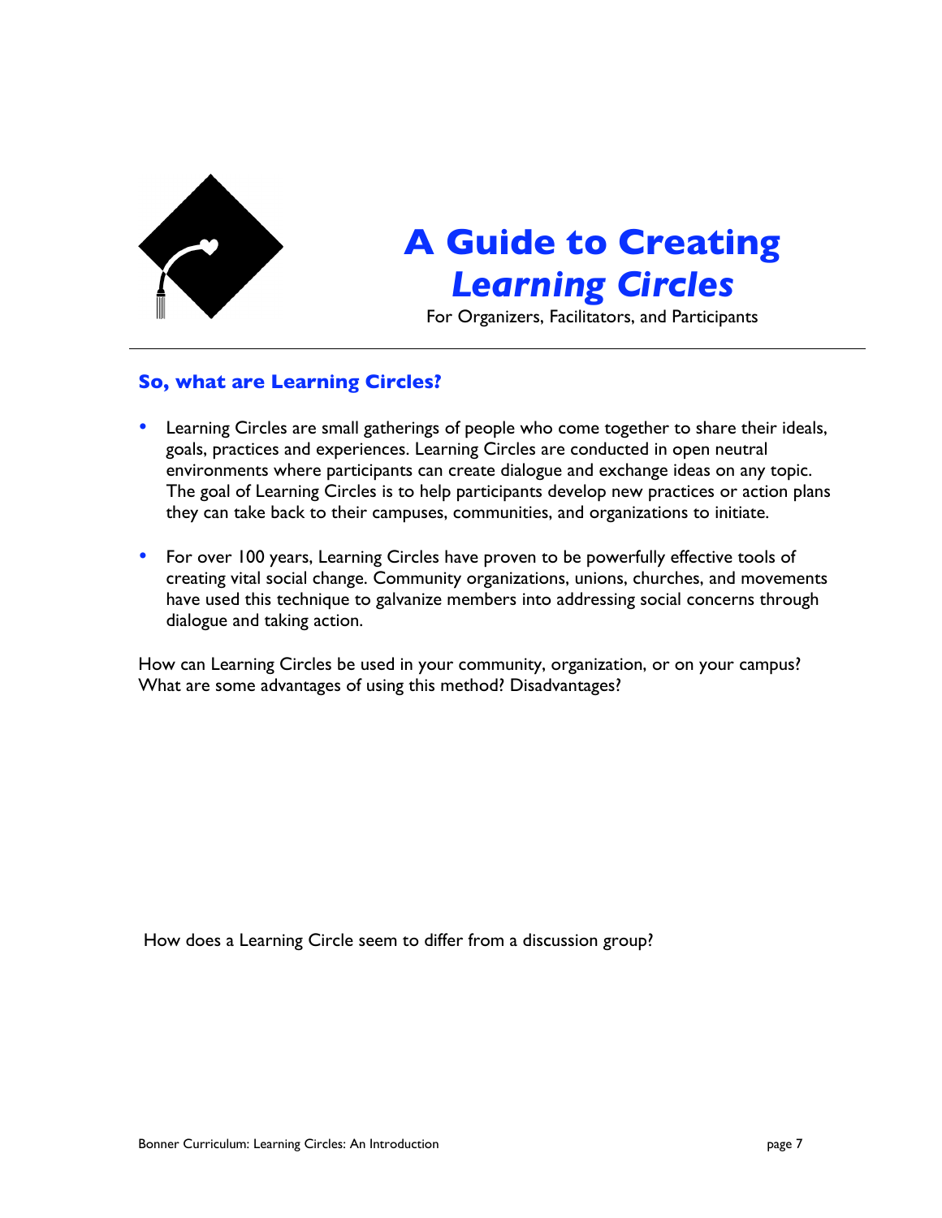# A Guide to Creating *Learning Circles*

For Organizers, Facilitators, and Participants

---

## So, what are Learning Circles?

- Learning Circles are small gatherings of people who come together to share their ideals, goals, practices and experiences. Learning Circles are conducted in open neutral environments where participants can create dialogue and exchange ideas on any topic. The goal of Learning Circles is to help participants develop new practices or action plans they can take back to their campuses, communities, and organizations to initiate.

- For over 100 years, Learning Circles have proven to be powerfully effective tools of creating vital social change. Community organizations, unions, churches, and movements have used this technique to galvanize members into addressing social concerns through dialogue and taking action.

How can Learning Circles be used in your community, organization, or on your campus? What are some advantages of using this method? Disadvantages?

How does a Learning Circle seem to differ from a discussion group?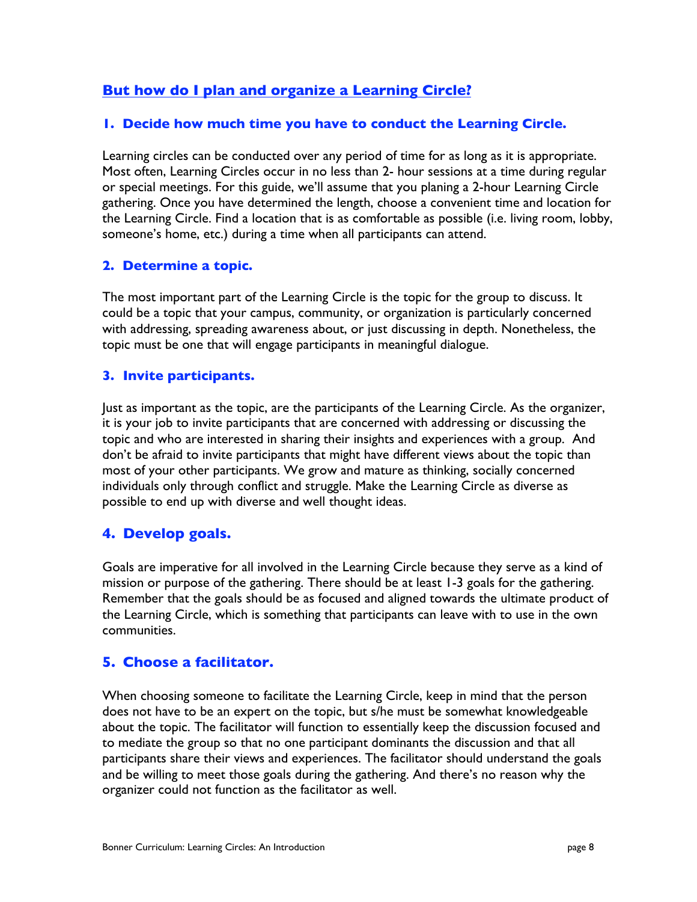## But how do I plan and organize a Learning Circle?

### 1. Decide how much time you have to conduct the Learning Circle.

Learning circles can be conducted over any period of time for as long as it is appropriate. Most often, Learning Circles occur in no less than 2- hour sessions at a time during regular or special meetings. For this guide, we'll assume that you planing a 2-hour Learning Circle gathering. Once you have determined the length, choose a convenient time and location for the Learning Circle. Find a location that is as comfortable as possible (i.e. living room, lobby, someone's home, etc.) during a time when all participants can attend.

### 2. Determine a topic.

The most important part of the Learning Circle is the topic for the group to discuss. It could be a topic that your campus, community, or organization is particularly concerned with addressing, spreading awareness about, or just discussing in depth. Nonetheless, the topic must be one that will engage participants in meaningful dialogue.

### 3. Invite participants.

Just as important as the topic, are the participants of the Learning Circle. As the organizer, it is your job to invite participants that are concerned with addressing or discussing the topic and who are interested in sharing their insights and experiences with a group. And don't be afraid to invite participants that might have different views about the topic than most of your other participants. We grow and mature as thinking, socially concerned individuals only through conflict and struggle. Make the Learning Circle as diverse as possible to end up with diverse and well thought ideas.

### 4. Develop goals.

Goals are imperative for all involved in the Learning Circle because they serve as a kind of mission or purpose of the gathering. There should be at least 1-3 goals for the gathering. Remember that the goals should be as focused and aligned towards the ultimate product of the Learning Circle, which is something that participants can leave with to use in the own communities.

### 5. Choose a facilitator.

When choosing someone to facilitate the Learning Circle, keep in mind that the person does not have to be an expert on the topic, but s/he must be somewhat knowledgeable about the topic. The facilitator will function to essentially keep the discussion focused and to mediate the group so that no one participant dominants the discussion and that all participants share their views and experiences. The facilitator should understand the goals and be willing to meet those goals during the gathering. And there's no reason why the organizer could not function as the facilitator as well.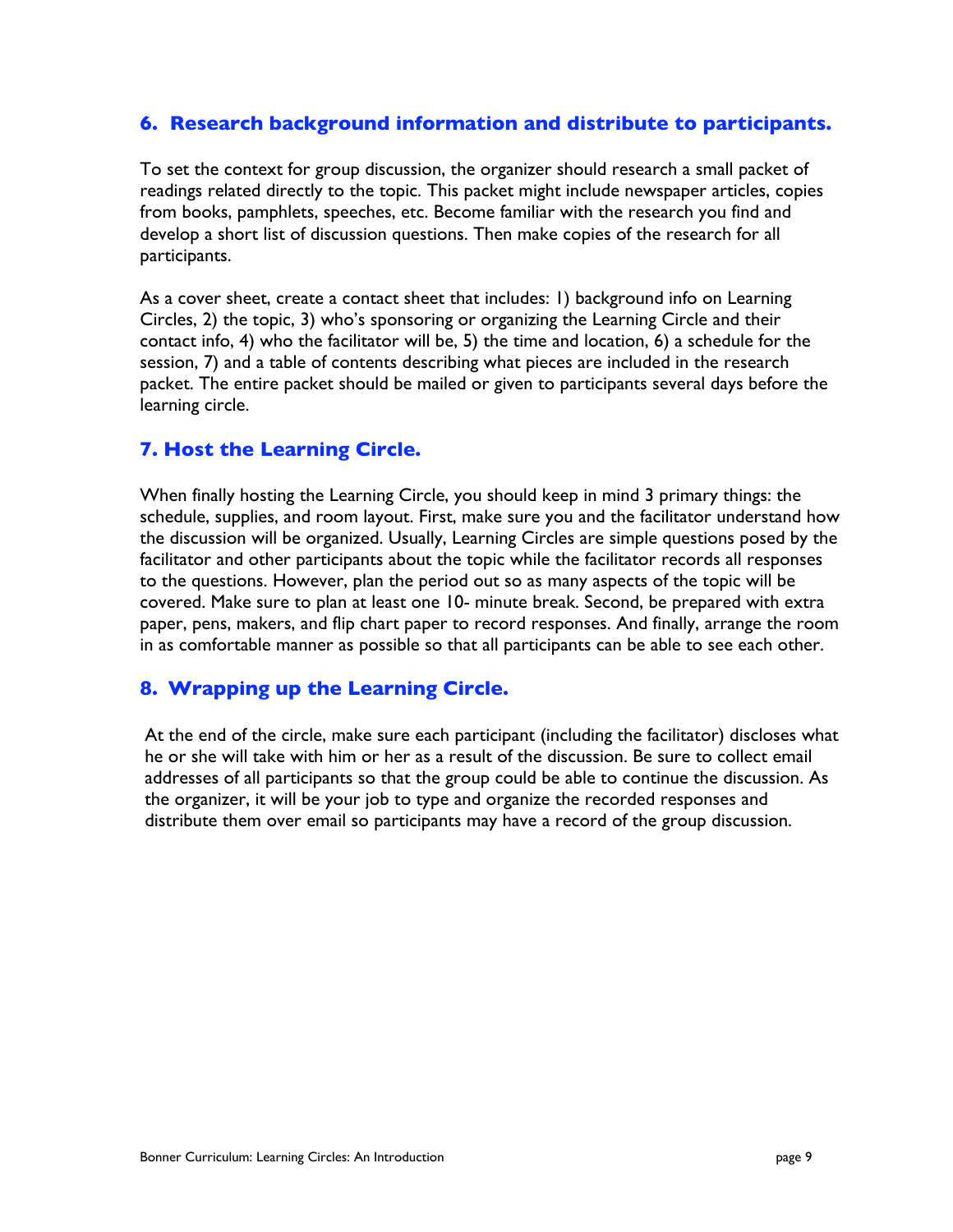## 6. Research background information and distribute to participants.

To set the context for group discussion, the organizer should research a small packet of readings related directly to the topic. This packet might include newspaper articles, copies from books, pamphlets, speeches, etc. Become familiar with the research you find and develop a short list of discussion questions. Then make copies of the research for all participants.

As a cover sheet, create a contact sheet that includes: 1) background info on Learning Circles, 2) the topic, 3) who's sponsoring or organizing the Learning Circle and their contact info, 4) who the facilitator will be, 5) the time and location, 6) a schedule for the session, 7) and a table of contents describing what pieces are included in the research packet. The entire packet should be mailed or given to participants several days before the learning circle.

## 7. Host the Learning Circle.

When finally hosting the Learning Circle, you should keep in mind 3 primary things: the schedule, supplies, and room layout. First, make sure you and the facilitator understand how the discussion will be organized. Usually, Learning Circles are simple questions posed by the facilitator and other participants about the topic while the facilitator records all responses to the questions. However, plan the period out so as many aspects of the topic will be covered. Make sure to plan at least one 10- minute break. Second, be prepared with extra paper, pens, makers, and flip chart paper to record responses. And finally, arrange the room in as comfortable manner as possible so that all participants can be able to see each other.

## 8. Wrapping up the Learning Circle.

At the end of the circle, make sure each participant (including the facilitator) discloses what he or she will take with him or her as a result of the discussion. Be sure to collect email addresses of all participants so that the group could be able to continue the discussion. As the organizer, it will be your job to type and organize the recorded responses and distribute them over email so participants may have a record of the group discussion.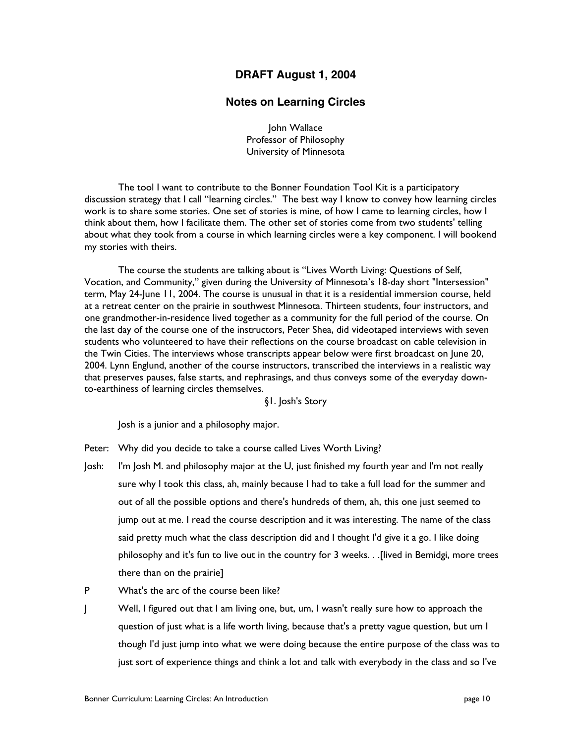## DRAFT August 1, 2004

## Notes on Learning Circles

John Wallace
Professor of Philosophy
University of Minnesota

The tool I want to contribute to the Bonner Foundation Tool Kit is a participatory discussion strategy that I call "learning circles." The best way I know to convey how learning circles work is to share some stories. One set of stories is mine, of how I came to learning circles, how I think about them, how I facilitate them. The other set of stories come from two students' telling about what they took from a course in which learning circles were a key component. I will bookend my stories with theirs.

The course the students are talking about is "Lives Worth Living: Questions of Self, Vocation, and Community," given during the University of Minnesota's 18-day short "Intersession" term, May 24-June 11, 2004. The course is unusual in that it is a residential immersion course, held at a retreat center on the prairie in southwest Minnesota. Thirteen students, four instructors, and one grandmother-in-residence lived together as a community for the full period of the course. On the last day of the course one of the instructors, Peter Shea, did videotaped interviews with seven students who volunteered to have their reflections on the course broadcast on cable television in the Twin Cities. The interviews whose transcripts appear below were first broadcast on June 20, 2004. Lynn Englund, another of the course instructors, transcribed the interviews in a realistic way that preserves pauses, false starts, and rephrasings, and thus conveys some of the everyday down-to-earthiness of learning circles themselves.

§1. Josh's Story

Josh is a junior and a philosophy major.

Peter: Why did you decide to take a course called Lives Worth Living?

Josh: I'm Josh M. and philosophy major at the U, just finished my fourth year and I'm not really sure why I took this class, ah, mainly because I had to take a full load for the summer and out of all the possible options and there's hundreds of them, ah, this one just seemed to jump out at me. I read the course description and it was interesting. The name of the class said pretty much what the class description did and I thought I'd give it a go. I like doing philosophy and it's fun to live out in the country for 3 weeks. . .[lived in Bemidgi, more trees there than on the prairie]

P What's the arc of the course been like?

J Well, I figured out that I am living one, but, um, I wasn't really sure how to approach the question of just what is a life worth living, because that's a pretty vague question, but um I though I'd just jump into what we were doing because the entire purpose of the class was to just sort of experience things and think a lot and talk with everybody in the class and so I've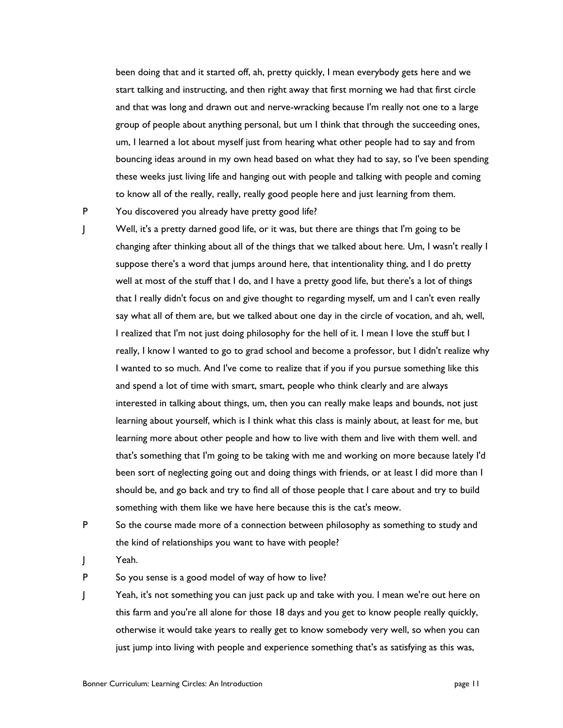been doing that and it started off, ah, pretty quickly, I mean everybody gets here and we start talking and instructing, and then right away that first morning we had that first circle and that was long and drawn out and nerve-wracking because I'm really not one to a large group of people about anything personal, but um I think that through the succeeding ones, um, I learned a lot about myself just from hearing what other people had to say and from bouncing ideas around in my own head based on what they had to say, so I've been spending these weeks just living life and hanging out with people and talking with people and coming to know all of the really, really, really good people here and just learning from them.

P You discovered you already have pretty good life?

J Well, it's a pretty darned good life, or it was, but there are things that I'm going to be changing after thinking about all of the things that we talked about here. Um, I wasn't really I suppose there's a word that jumps around here, that intentionality thing, and I do pretty well at most of the stuff that I do, and I have a pretty good life, but there's a lot of things that I really didn't focus on and give thought to regarding myself, um and I can't even really say what all of them are, but we talked about one day in the circle of vocation, and ah, well, I realized that I'm not just doing philosophy for the hell of it. I mean I love the stuff but I really, I know I wanted to go to grad school and become a professor, but I didn't realize why I wanted to so much. And I've come to realize that if you if you pursue something like this and spend a lot of time with smart, smart, people who think clearly and are always interested in talking about things, um, then you can really make leaps and bounds, not just learning about yourself, which is I think what this class is mainly about, at least for me, but learning more about other people and how to live with them and live with them well. and that's something that I'm going to be taking with me and working on more because lately I'd been sort of neglecting going out and doing things with friends, or at least I did more than I should be, and go back and try to find all of those people that I care about and try to build something with them like we have here because this is the cat's meow.

P So the course made more of a connection between philosophy as something to study and the kind of relationships you want to have with people?

J Yeah.

P So you sense is a good model of way of how to live?

J Yeah, it's not something you can just pack up and take with you. I mean we're out here on this farm and you're all alone for those 18 days and you get to know people really quickly, otherwise it would take years to really get to know somebody very well, so when you can just jump into living with people and experience something that's as satisfying as this was,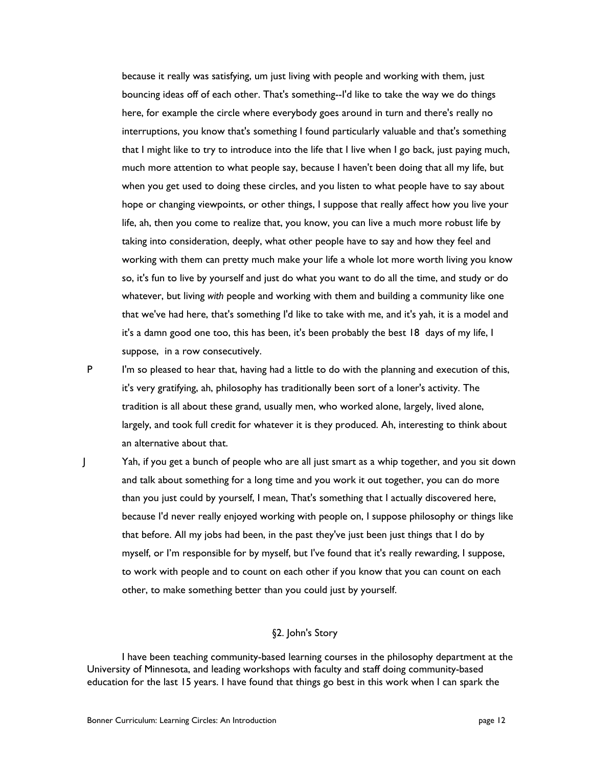because it really was satisfying, um just living with people and working with them, just bouncing ideas off of each other. That's something--I'd like to take the way we do things here, for example the circle where everybody goes around in turn and there's really no interruptions, you know that's something I found particularly valuable and that's something that I might like to try to introduce into the life that I live when I go back, just paying much, much more attention to what people say, because I haven't been doing that all my life, but when you get used to doing these circles, and you listen to what people have to say about hope or changing viewpoints, or other things, I suppose that really affect how you live your life, ah, then you come to realize that, you know, you can live a much more robust life by taking into consideration, deeply, what other people have to say and how they feel and working with them can pretty much make your life a whole lot more worth living you know so, it's fun to live by yourself and just do what you want to do all the time, and study or do whatever, but living *with* people and working with them and building a community like one that we've had here, that's something I'd like to take with me, and it's yah, it is a model and it's a damn good one too, this has been, it's been probably the best 18 days of my life, I suppose, in a row consecutively.

P I'm so pleased to hear that, having had a little to do with the planning and execution of this, it's very gratifying, ah, philosophy has traditionally been sort of a loner's activity. The tradition is all about these grand, usually men, who worked alone, largely, lived alone, largely, and took full credit for whatever it is they produced. Ah, interesting to think about an alternative about that.

J Yah, if you get a bunch of people who are all just smart as a whip together, and you sit down and talk about something for a long time and you work it out together, you can do more than you just could by yourself, I mean, That's something that I actually discovered here, because I'd never really enjoyed working with people on, I suppose philosophy or things like that before. All my jobs had been, in the past they've just been just things that I do by myself, or I'm responsible for by myself, but I've found that it's really rewarding, I suppose, to work with people and to count on each other if you know that you can count on each other, to make something better than you could just by yourself.

## §2. John's Story

I have been teaching community-based learning courses in the philosophy department at the University of Minnesota, and leading workshops with faculty and staff doing community-based education for the last 15 years. I have found that things go best in this work when I can spark the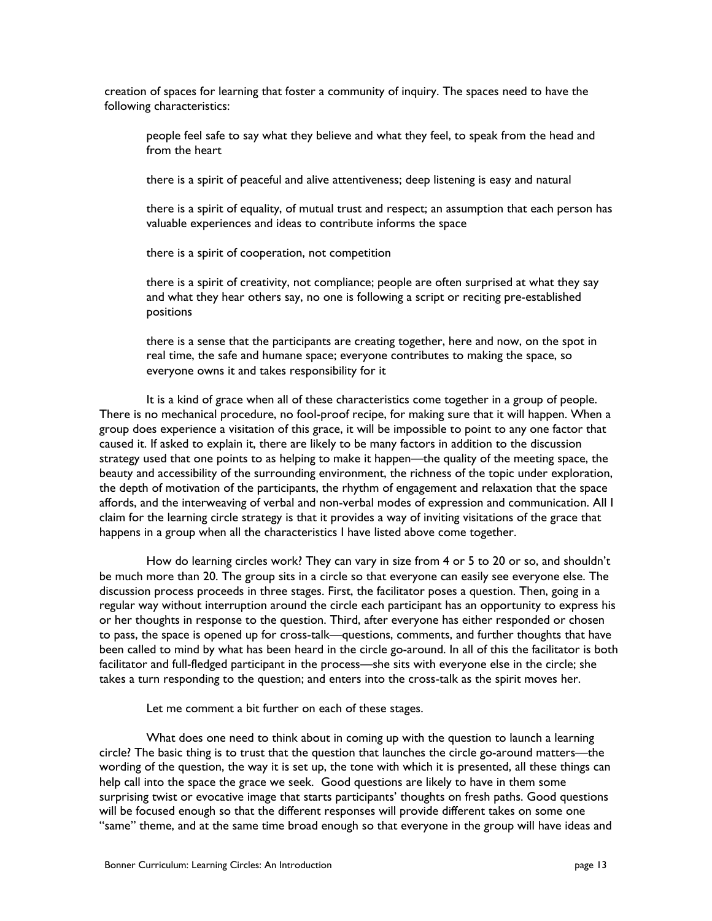creation of spaces for learning that foster a community of inquiry. The spaces need to have the following characteristics:

> people feel safe to say what they believe and what they feel, to speak from the head and from the heart
>
> there is a spirit of peaceful and alive attentiveness; deep listening is easy and natural
>
> there is a spirit of equality, of mutual trust and respect; an assumption that each person has valuable experiences and ideas to contribute informs the space
>
> there is a spirit of cooperation, not competition
>
> there is a spirit of creativity, not compliance; people are often surprised at what they say and what they hear others say, no one is following a script or reciting pre-established positions
>
> there is a sense that the participants are creating together, here and now, on the spot in real time, the safe and humane space; everyone contributes to making the space, so everyone owns it and takes responsibility for it

It is a kind of grace when all of these characteristics come together in a group of people. There is no mechanical procedure, no fool-proof recipe, for making sure that it will happen. When a group does experience a visitation of this grace, it will be impossible to point to any one factor that caused it. If asked to explain it, there are likely to be many factors in addition to the discussion strategy used that one points to as helping to make it happen—the quality of the meeting space, the beauty and accessibility of the surrounding environment, the richness of the topic under exploration, the depth of motivation of the participants, the rhythm of engagement and relaxation that the space affords, and the interweaving of verbal and non-verbal modes of expression and communication. All I claim for the learning circle strategy is that it provides a way of inviting visitations of the grace that happens in a group when all the characteristics I have listed above come together.

How do learning circles work? They can vary in size from 4 or 5 to 20 or so, and shouldn't be much more than 20. The group sits in a circle so that everyone can easily see everyone else. The discussion process proceeds in three stages. First, the facilitator poses a question. Then, going in a regular way without interruption around the circle each participant has an opportunity to express his or her thoughts in response to the question. Third, after everyone has either responded or chosen to pass, the space is opened up for cross-talk—questions, comments, and further thoughts that have been called to mind by what has been heard in the circle go-around. In all of this the facilitator is both facilitator and full-fledged participant in the process—she sits with everyone else in the circle; she takes a turn responding to the question; and enters into the cross-talk as the spirit moves her.

Let me comment a bit further on each of these stages.

What does one need to think about in coming up with the question to launch a learning circle? The basic thing is to trust that the question that launches the circle go-around matters—the wording of the question, the way it is set up, the tone with which it is presented, all these things can help call into the space the grace we seek. Good questions are likely to have in them some surprising twist or evocative image that starts participants' thoughts on fresh paths. Good questions will be focused enough so that the different responses will provide different takes on some one "same" theme, and at the same time broad enough so that everyone in the group will have ideas and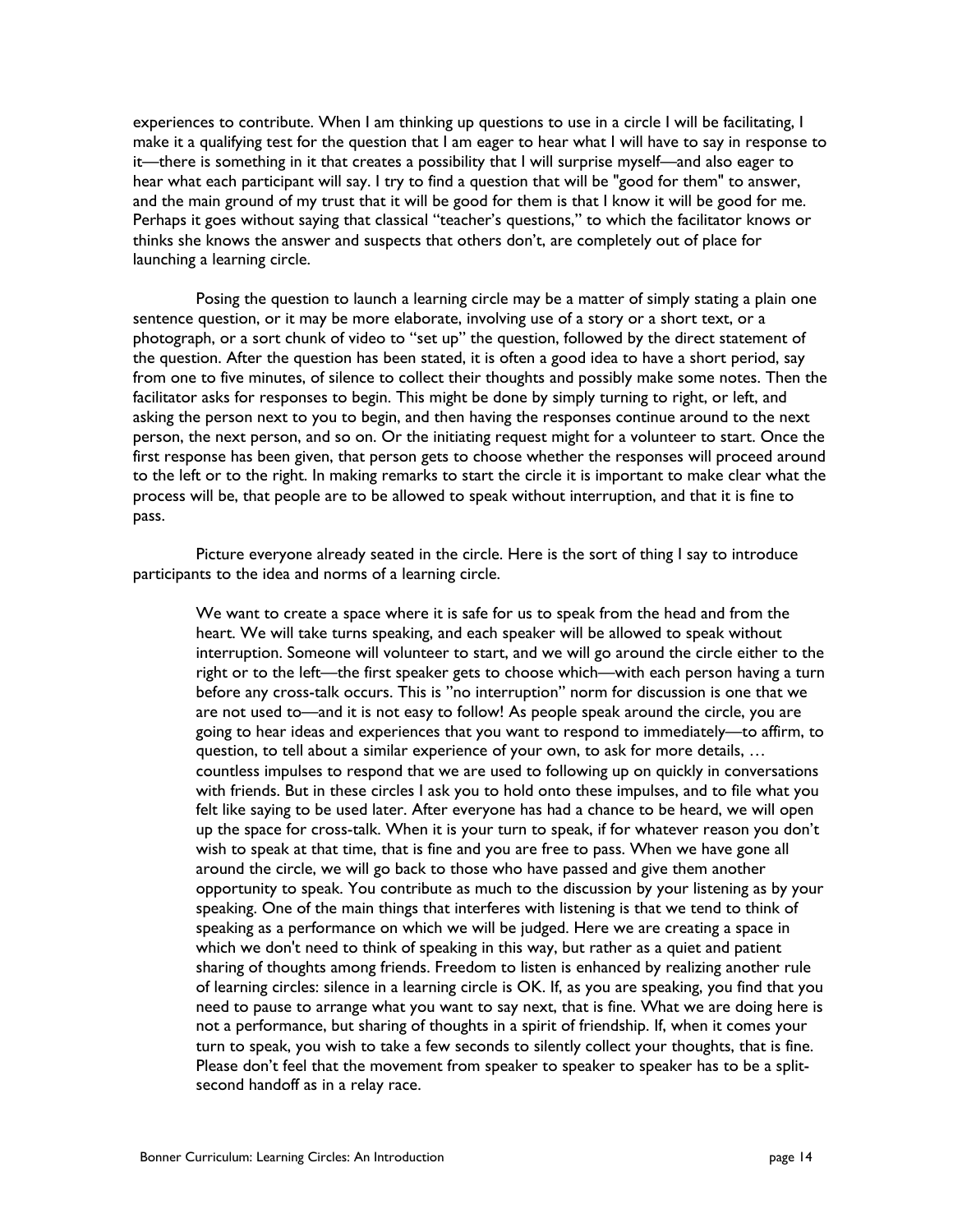experiences to contribute. When I am thinking up questions to use in a circle I will be facilitating, I make it a qualifying test for the question that I am eager to hear what I will have to say in response to it—there is something in it that creates a possibility that I will surprise myself—and also eager to hear what each participant will say. I try to find a question that will be "good for them" to answer, and the main ground of my trust that it will be good for them is that I know it will be good for me. Perhaps it goes without saying that classical "teacher's questions," to which the facilitator knows or thinks she knows the answer and suspects that others don't, are completely out of place for launching a learning circle.

Posing the question to launch a learning circle may be a matter of simply stating a plain one sentence question, or it may be more elaborate, involving use of a story or a short text, or a photograph, or a sort chunk of video to "set up" the question, followed by the direct statement of the question. After the question has been stated, it is often a good idea to have a short period, say from one to five minutes, of silence to collect their thoughts and possibly make some notes. Then the facilitator asks for responses to begin. This might be done by simply turning to right, or left, and asking the person next to you to begin, and then having the responses continue around to the next person, the next person, and so on. Or the initiating request might for a volunteer to start. Once the first response has been given, that person gets to choose whether the responses will proceed around to the left or to the right. In making remarks to start the circle it is important to make clear what the process will be, that people are to be allowed to speak without interruption, and that it is fine to pass.

Picture everyone already seated in the circle. Here is the sort of thing I say to introduce participants to the idea and norms of a learning circle.

> We want to create a space where it is safe for us to speak from the head and from the heart. We will take turns speaking, and each speaker will be allowed to speak without interruption. Someone will volunteer to start, and we will go around the circle either to the right or to the left—the first speaker gets to choose which—with each person having a turn before any cross-talk occurs. This is "no interruption" norm for discussion is one that we are not used to—and it is not easy to follow! As people speak around the circle, you are going to hear ideas and experiences that you want to respond to immediately—to affirm, to question, to tell about a similar experience of your own, to ask for more details, … countless impulses to respond that we are used to following up on quickly in conversations with friends. But in these circles I ask you to hold onto these impulses, and to file what you felt like saying to be used later. After everyone has had a chance to be heard, we will open up the space for cross-talk. When it is your turn to speak, if for whatever reason you don't wish to speak at that time, that is fine and you are free to pass. When we have gone all around the circle, we will go back to those who have passed and give them another opportunity to speak. You contribute as much to the discussion by your listening as by your speaking. One of the main things that interferes with listening is that we tend to think of speaking as a performance on which we will be judged. Here we are creating a space in which we don't need to think of speaking in this way, but rather as a quiet and patient sharing of thoughts among friends. Freedom to listen is enhanced by realizing another rule of learning circles: silence in a learning circle is OK. If, as you are speaking, you find that you need to pause to arrange what you want to say next, that is fine. What we are doing here is not a performance, but sharing of thoughts in a spirit of friendship. If, when it comes your turn to speak, you wish to take a few seconds to silently collect your thoughts, that is fine. Please don't feel that the movement from speaker to speaker to speaker has to be a split-second handoff as in a relay race.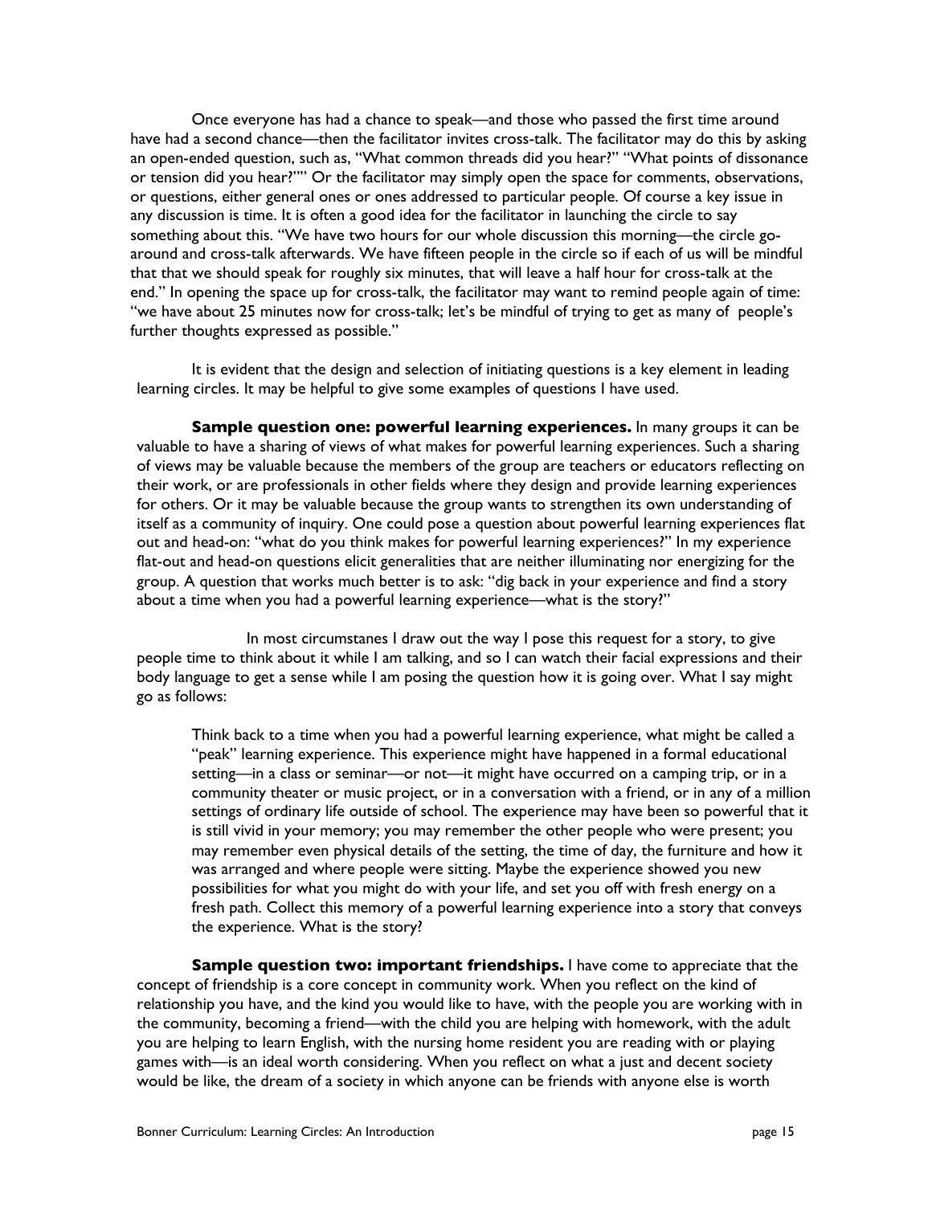Once everyone has had a chance to speak—and those who passed the first time around have had a second chance—then the facilitator invites cross-talk. The facilitator may do this by asking an open-ended question, such as, "What common threads did you hear?" "What points of dissonance or tension did you hear?"" Or the facilitator may simply open the space for comments, observations, or questions, either general ones or ones addressed to particular people. Of course a key issue in any discussion is time. It is often a good idea for the facilitator in launching the circle to say something about this. "We have two hours for our whole discussion this morning—the circle go-around and cross-talk afterwards. We have fifteen people in the circle so if each of us will be mindful that that we should speak for roughly six minutes, that will leave a half hour for cross-talk at the end." In opening the space up for cross-talk, the facilitator may want to remind people again of time: "we have about 25 minutes now for cross-talk; let's be mindful of trying to get as many of people's further thoughts expressed as possible."

It is evident that the design and selection of initiating questions is a key element in leading learning circles. It may be helpful to give some examples of questions I have used.

**Sample question one: powerful learning experiences.** In many groups it can be valuable to have a sharing of views of what makes for powerful learning experiences. Such a sharing of views may be valuable because the members of the group are teachers or educators reflecting on their work, or are professionals in other fields where they design and provide learning experiences for others. Or it may be valuable because the group wants to strengthen its own understanding of itself as a community of inquiry. One could pose a question about powerful learning experiences flat out and head-on: "what do you think makes for powerful learning experiences?" In my experience flat-out and head-on questions elicit generalities that are neither illuminating nor energizing for the group. A question that works much better is to ask: "dig back in your experience and find a story about a time when you had a powerful learning experience—what is the story?"

In most circumstanes I draw out the way I pose this request for a story, to give people time to think about it while I am talking, and so I can watch their facial expressions and their body language to get a sense while I am posing the question how it is going over. What I say might go as follows:

> Think back to a time when you had a powerful learning experience, what might be called a "peak" learning experience. This experience might have happened in a formal educational setting—in a class or seminar—or not—it might have occurred on a camping trip, or in a community theater or music project, or in a conversation with a friend, or in any of a million settings of ordinary life outside of school. The experience may have been so powerful that it is still vivid in your memory; you may remember the other people who were present; you may remember even physical details of the setting, the time of day, the furniture and how it was arranged and where people were sitting. Maybe the experience showed you new possibilities for what you might do with your life, and set you off with fresh energy on a fresh path. Collect this memory of a powerful learning experience into a story that conveys the experience. What is the story?

**Sample question two: important friendships.** I have come to appreciate that the concept of friendship is a core concept in community work. When you reflect on the kind of relationship you have, and the kind you would like to have, with the people you are working with in the community, becoming a friend—with the child you are helping with homework, with the adult you are helping to learn English, with the nursing home resident you are reading with or playing games with—is an ideal worth considering. When you reflect on what a just and decent society would be like, the dream of a society in which anyone can be friends with anyone else is worth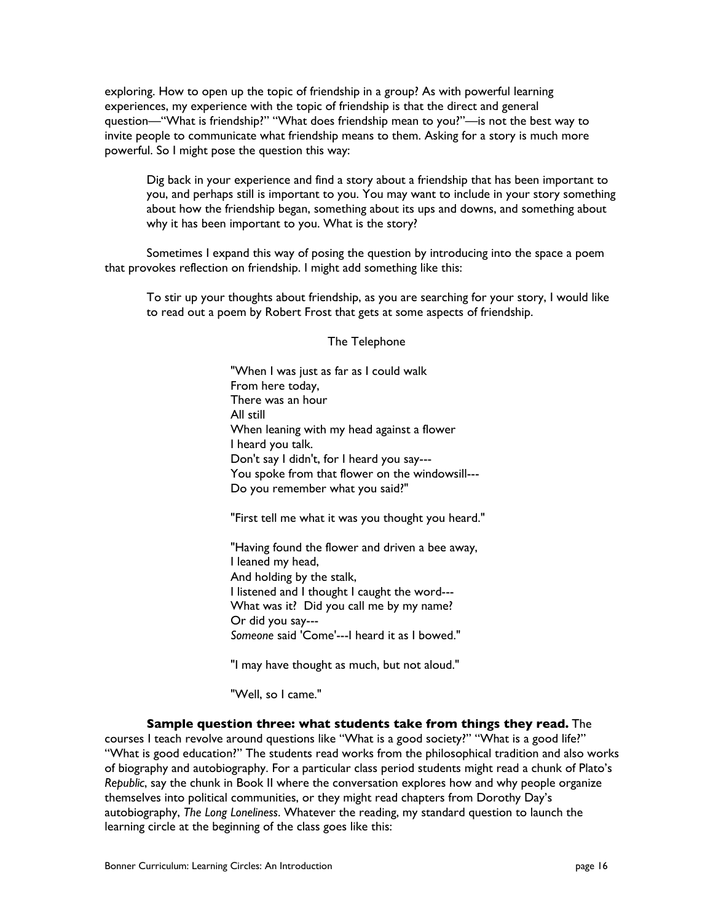exploring. How to open up the topic of friendship in a group? As with powerful learning experiences, my experience with the topic of friendship is that the direct and general question—"What is friendship?" "What does friendship mean to you?"—is not the best way to invite people to communicate what friendship means to them. Asking for a story is much more powerful. So I might pose the question this way:

> Dig back in your experience and find a story about a friendship that has been important to you, and perhaps still is important to you. You may want to include in your story something about how the friendship began, something about its ups and downs, and something about why it has been important to you. What is the story?

Sometimes I expand this way of posing the question by introducing into the space a poem that provokes reflection on friendship. I might add something like this:

> To stir up your thoughts about friendship, as you are searching for your story, I would like to read out a poem by Robert Frost that gets at some aspects of friendship.
>
> The Telephone
>
> "When I was just as far as I could walk  
> From here today,  
> There was an hour  
> All still  
> When leaning with my head against a flower  
> I heard you talk.  
> Don't say I didn't, for I heard you say---  
> You spoke from that flower on the windowsill---  
> Do you remember what you said?"
>
> "First tell me what it was you thought you heard."
>
> "Having found the flower and driven a bee away,  
> I leaned my head,  
> And holding by the stalk,  
> I listened and I thought I caught the word---  
> What was it? Did you call me by my name?  
> Or did you say---  
> *Someone* said 'Come'---I heard it as I bowed."
>
> "I may have thought as much, but not aloud."
>
> "Well, so I came."

**Sample question three: what students take from things they read.** The courses I teach revolve around questions like "What is a good society?" "What is a good life?" "What is good education?" The students read works from the philosophical tradition and also works of biography and autobiography. For a particular class period students might read a chunk of Plato's *Republic*, say the chunk in Book II where the conversation explores how and why people organize themselves into political communities, or they might read chapters from Dorothy Day's autobiography, *The Long Loneliness*. Whatever the reading, my standard question to launch the learning circle at the beginning of the class goes like this: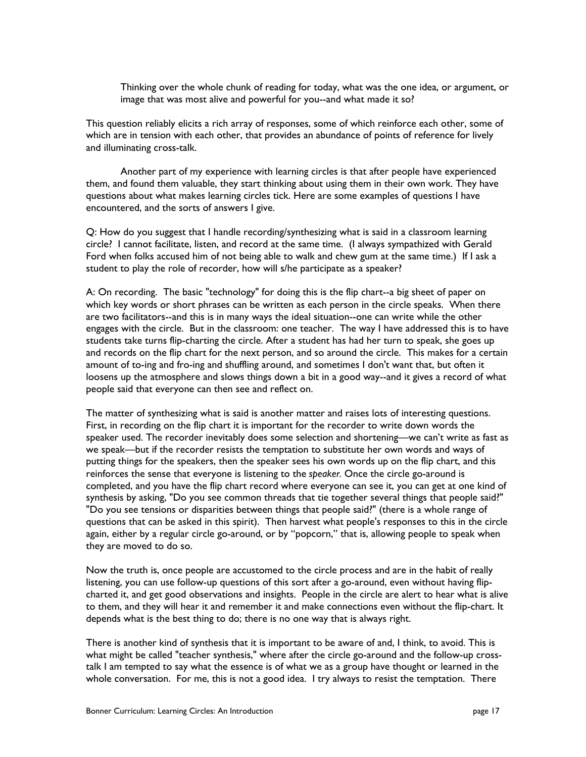Thinking over the whole chunk of reading for today, what was the one idea, or argument, or image that was most alive and powerful for you--and what made it so?

This question reliably elicits a rich array of responses, some of which reinforce each other, some of which are in tension with each other, that provides an abundance of points of reference for lively and illuminating cross-talk.

Another part of my experience with learning circles is that after people have experienced them, and found them valuable, they start thinking about using them in their own work. They have questions about what makes learning circles tick. Here are some examples of questions I have encountered, and the sorts of answers I give.

Q: How do you suggest that I handle recording/synthesizing what is said in a classroom learning circle? I cannot facilitate, listen, and record at the same time. (I always sympathized with Gerald Ford when folks accused him of not being able to walk and chew gum at the same time.) If I ask a student to play the role of recorder, how will s/he participate as a speaker?

A: On recording. The basic "technology" for doing this is the flip chart--a big sheet of paper on which key words or short phrases can be written as each person in the circle speaks. When there are two facilitators--and this is in many ways the ideal situation--one can write while the other engages with the circle. But in the classroom: one teacher. The way I have addressed this is to have students take turns flip-charting the circle. After a student has had her turn to speak, she goes up and records on the flip chart for the next person, and so around the circle. This makes for a certain amount of to-ing and fro-ing and shuffling around, and sometimes I don't want that, but often it loosens up the atmosphere and slows things down a bit in a good way--and it gives a record of what people said that everyone can then see and reflect on.

The matter of synthesizing what is said is another matter and raises lots of interesting questions. First, in recording on the flip chart it is important for the recorder to write down words the speaker used. The recorder inevitably does some selection and shortening—we can't write as fast as we speak—but if the recorder resists the temptation to substitute her own words and ways of putting things for the speakers, then the speaker sees his own words up on the flip chart, and this reinforces the sense that everyone is listening to the *speaker.* Once the circle go-around is completed, and you have the flip chart record where everyone can see it, you can get at one kind of synthesis by asking, "Do you see common threads that tie together several things that people said?" "Do you see tensions or disparities between things that people said?" (there is a whole range of questions that can be asked in this spirit). Then harvest what people's responses to this in the circle again, either by a regular circle go-around, or by "popcorn," that is, allowing people to speak when they are moved to do so.

Now the truth is, once people are accustomed to the circle process and are in the habit of really listening, you can use follow-up questions of this sort after a go-around, even without having flip-charted it, and get good observations and insights. People in the circle are alert to hear what is alive to them, and they will hear it and remember it and make connections even without the flip-chart. It depends what is the best thing to do; there is no one way that is always right.

There is another kind of synthesis that it is important to be aware of and, I think, to avoid. This is what might be called "teacher synthesis," where after the circle go-around and the follow-up cross-talk I am tempted to say what the essence is of what we as a group have thought or learned in the whole conversation. For me, this is not a good idea. I try always to resist the temptation. There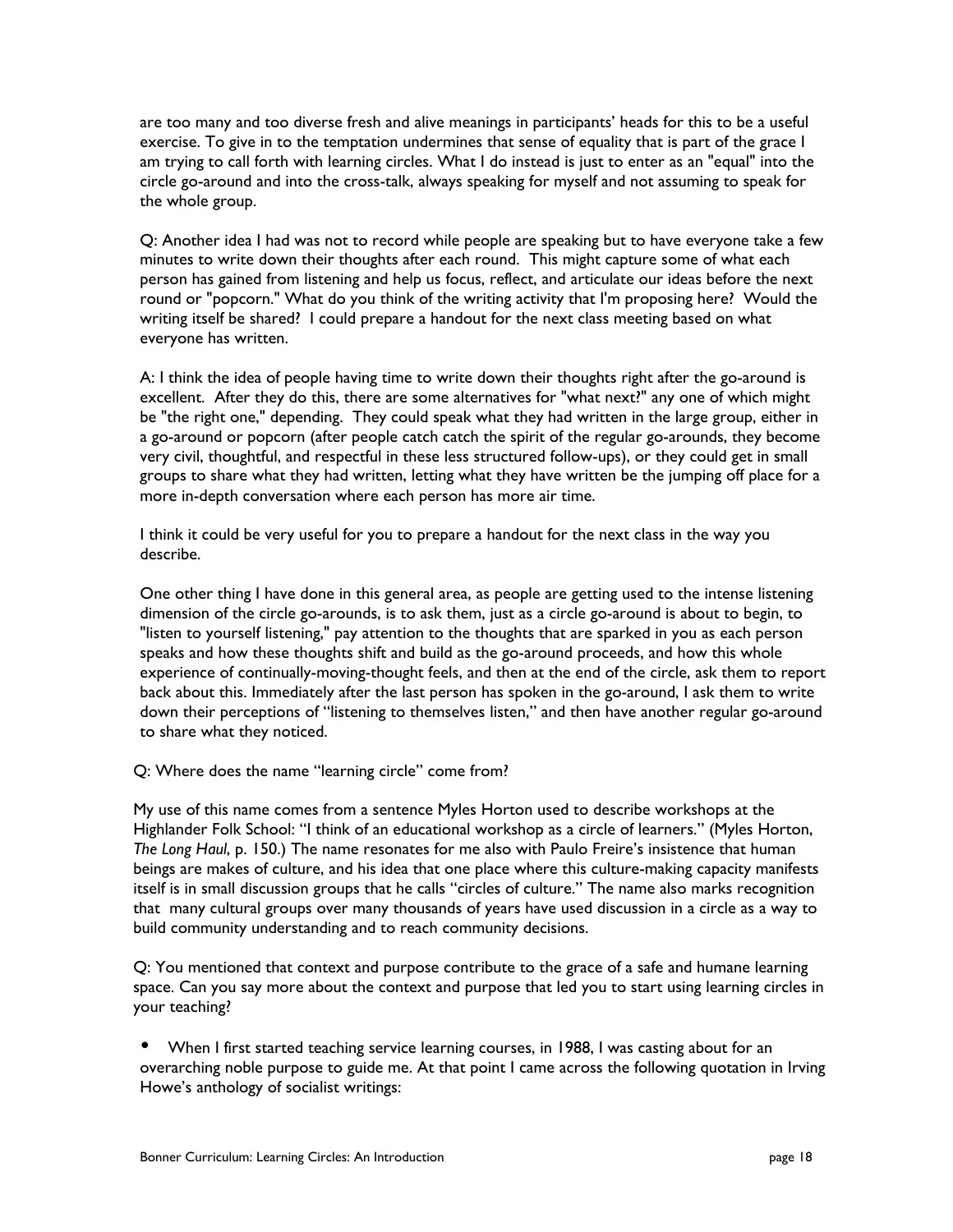are too many and too diverse fresh and alive meanings in participants' heads for this to be a useful exercise. To give in to the temptation undermines that sense of equality that is part of the grace I am trying to call forth with learning circles. What I do instead is just to enter as an "equal" into the circle go-around and into the cross-talk, always speaking for myself and not assuming to speak for the whole group.

Q: Another idea I had was not to record while people are speaking but to have everyone take a few minutes to write down their thoughts after each round. This might capture some of what each person has gained from listening and help us focus, reflect, and articulate our ideas before the next round or "popcorn." What do you think of the writing activity that I'm proposing here? Would the writing itself be shared? I could prepare a handout for the next class meeting based on what everyone has written.

A: I think the idea of people having time to write down their thoughts right after the go-around is excellent. After they do this, there are some alternatives for "what next?" any one of which might be "the right one," depending. They could speak what they had written in the large group, either in a go-around or popcorn (after people catch catch the spirit of the regular go-arounds, they become very civil, thoughtful, and respectful in these less structured follow-ups), or they could get in small groups to share what they had written, letting what they have written be the jumping off place for a more in-depth conversation where each person has more air time.

I think it could be very useful for you to prepare a handout for the next class in the way you describe.

One other thing I have done in this general area, as people are getting used to the intense listening dimension of the circle go-arounds, is to ask them, just as a circle go-around is about to begin, to "listen to yourself listening," pay attention to the thoughts that are sparked in you as each person speaks and how these thoughts shift and build as the go-around proceeds, and how this whole experience of continually-moving-thought feels, and then at the end of the circle, ask them to report back about this. Immediately after the last person has spoken in the go-around, I ask them to write down their perceptions of "listening to themselves listen," and then have another regular go-around to share what they noticed.

Q: Where does the name "learning circle" come from?

My use of this name comes from a sentence Myles Horton used to describe workshops at the Highlander Folk School: "I think of an educational workshop as a circle of learners." (Myles Horton, *The Long Haul*, p. 150.) The name resonates for me also with Paulo Freire's insistence that human beings are makes of culture, and his idea that one place where this culture-making capacity manifests itself is in small discussion groups that he calls "circles of culture." The name also marks recognition that many cultural groups over many thousands of years have used discussion in a circle as a way to build community understanding and to reach community decisions.

Q: You mentioned that context and purpose contribute to the grace of a safe and humane learning space. Can you say more about the context and purpose that led you to start using learning circles in your teaching?

- When I first started teaching service learning courses, in 1988, I was casting about for an overarching noble purpose to guide me. At that point I came across the following quotation in Irving Howe's anthology of socialist writings: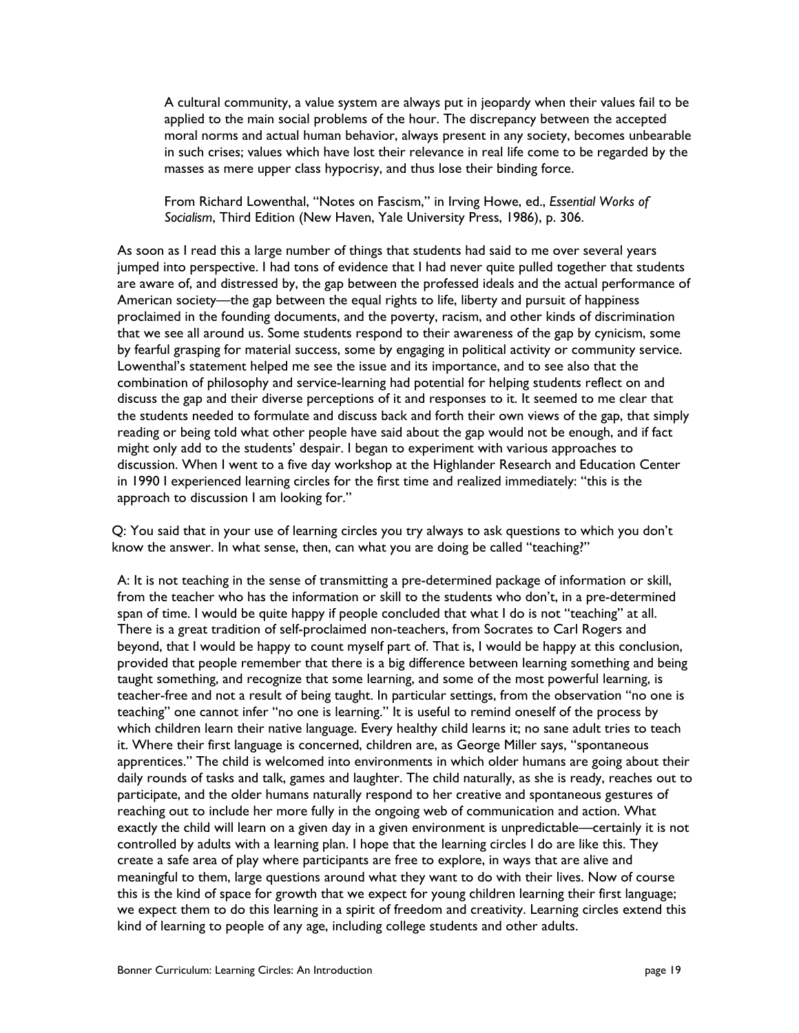> A cultural community, a value system are always put in jeopardy when their values fail to be applied to the main social problems of the hour. The discrepancy between the accepted moral norms and actual human behavior, always present in any society, becomes unbearable in such crises; values which have lost their relevance in real life come to be regarded by the masses as mere upper class hypocrisy, and thus lose their binding force.
>
> From Richard Lowenthal, "Notes on Fascism," in Irving Howe, ed., *Essential Works of Socialism*, Third Edition (New Haven, Yale University Press, 1986), p. 306.

As soon as I read this a large number of things that students had said to me over several years jumped into perspective. I had tons of evidence that I had never quite pulled together that students are aware of, and distressed by, the gap between the professed ideals and the actual performance of American society—the gap between the equal rights to life, liberty and pursuit of happiness proclaimed in the founding documents, and the poverty, racism, and other kinds of discrimination that we see all around us. Some students respond to their awareness of the gap by cynicism, some by fearful grasping for material success, some by engaging in political activity or community service. Lowenthal's statement helped me see the issue and its importance, and to see also that the combination of philosophy and service-learning had potential for helping students reflect on and discuss the gap and their diverse perceptions of it and responses to it. It seemed to me clear that the students needed to formulate and discuss back and forth their own views of the gap, that simply reading or being told what other people have said about the gap would not be enough, and if fact might only add to the students' despair. I began to experiment with various approaches to discussion. When I went to a five day workshop at the Highlander Research and Education Center in 1990 I experienced learning circles for the first time and realized immediately: "this is the approach to discussion I am looking for."

Q: You said that in your use of learning circles you try always to ask questions to which you don't know the answer. In what sense, then, can what you are doing be called "teaching?"

A: It is not teaching in the sense of transmitting a pre-determined package of information or skill, from the teacher who has the information or skill to the students who don't, in a pre-determined span of time. I would be quite happy if people concluded that what I do is not "teaching" at all. There is a great tradition of self-proclaimed non-teachers, from Socrates to Carl Rogers and beyond, that I would be happy to count myself part of. That is, I would be happy at this conclusion, provided that people remember that there is a big difference between learning something and being taught something, and recognize that some learning, and some of the most powerful learning, is teacher-free and not a result of being taught. In particular settings, from the observation "no one is teaching" one cannot infer "no one is learning." It is useful to remind oneself of the process by which children learn their native language. Every healthy child learns it; no sane adult tries to teach it. Where their first language is concerned, children are, as George Miller says, "spontaneous apprentices." The child is welcomed into environments in which older humans are going about their daily rounds of tasks and talk, games and laughter. The child naturally, as she is ready, reaches out to participate, and the older humans naturally respond to her creative and spontaneous gestures of reaching out to include her more fully in the ongoing web of communication and action. What exactly the child will learn on a given day in a given environment is unpredictable—certainly it is not controlled by adults with a learning plan. I hope that the learning circles I do are like this. They create a safe area of play where participants are free to explore, in ways that are alive and meaningful to them, large questions around what they want to do with their lives. Now of course this is the kind of space for growth that we expect for young children learning their first language; we expect them to do this learning in a spirit of freedom and creativity. Learning circles extend this kind of learning to people of any age, including college students and other adults.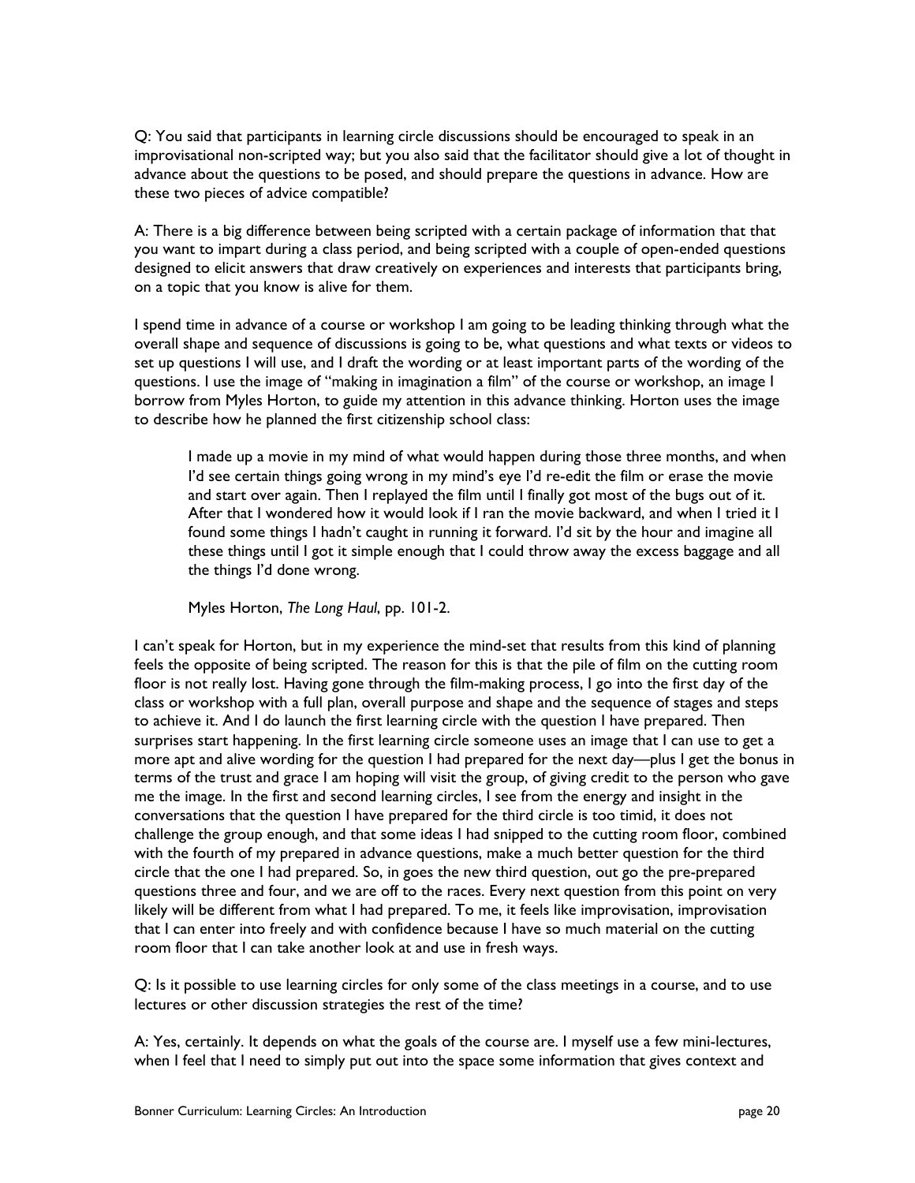Q: You said that participants in learning circle discussions should be encouraged to speak in an improvisational non-scripted way; but you also said that the facilitator should give a lot of thought in advance about the questions to be posed, and should prepare the questions in advance. How are these two pieces of advice compatible?

A: There is a big difference between being scripted with a certain package of information that that you want to impart during a class period, and being scripted with a couple of open-ended questions designed to elicit answers that draw creatively on experiences and interests that participants bring, on a topic that you know is alive for them.

I spend time in advance of a course or workshop I am going to be leading thinking through what the overall shape and sequence of discussions is going to be, what questions and what texts or videos to set up questions I will use, and I draft the wording or at least important parts of the wording of the questions. I use the image of "making in imagination a film" of the course or workshop, an image I borrow from Myles Horton, to guide my attention in this advance thinking. Horton uses the image to describe how he planned the first citizenship school class:

> I made up a movie in my mind of what would happen during those three months, and when I'd see certain things going wrong in my mind's eye I'd re-edit the film or erase the movie and start over again. Then I replayed the film until I finally got most of the bugs out of it. After that I wondered how it would look if I ran the movie backward, and when I tried it I found some things I hadn't caught in running it forward. I'd sit by the hour and imagine all these things until I got it simple enough that I could throw away the excess baggage and all the things I'd done wrong.
>
> Myles Horton, *The Long Haul*, pp. 101-2.

I can't speak for Horton, but in my experience the mind-set that results from this kind of planning feels the opposite of being scripted. The reason for this is that the pile of film on the cutting room floor is not really lost. Having gone through the film-making process, I go into the first day of the class or workshop with a full plan, overall purpose and shape and the sequence of stages and steps to achieve it. And I do launch the first learning circle with the question I have prepared. Then surprises start happening. In the first learning circle someone uses an image that I can use to get a more apt and alive wording for the question I had prepared for the next day—plus I get the bonus in terms of the trust and grace I am hoping will visit the group, of giving credit to the person who gave me the image. In the first and second learning circles, I see from the energy and insight in the conversations that the question I have prepared for the third circle is too timid, it does not challenge the group enough, and that some ideas I had snipped to the cutting room floor, combined with the fourth of my prepared in advance questions, make a much better question for the third circle that the one I had prepared. So, in goes the new third question, out go the pre-prepared questions three and four, and we are off to the races. Every next question from this point on very likely will be different from what I had prepared. To me, it feels like improvisation, improvisation that I can enter into freely and with confidence because I have so much material on the cutting room floor that I can take another look at and use in fresh ways.

Q: Is it possible to use learning circles for only some of the class meetings in a course, and to use lectures or other discussion strategies the rest of the time?

A: Yes, certainly. It depends on what the goals of the course are. I myself use a few mini-lectures, when I feel that I need to simply put out into the space some information that gives context and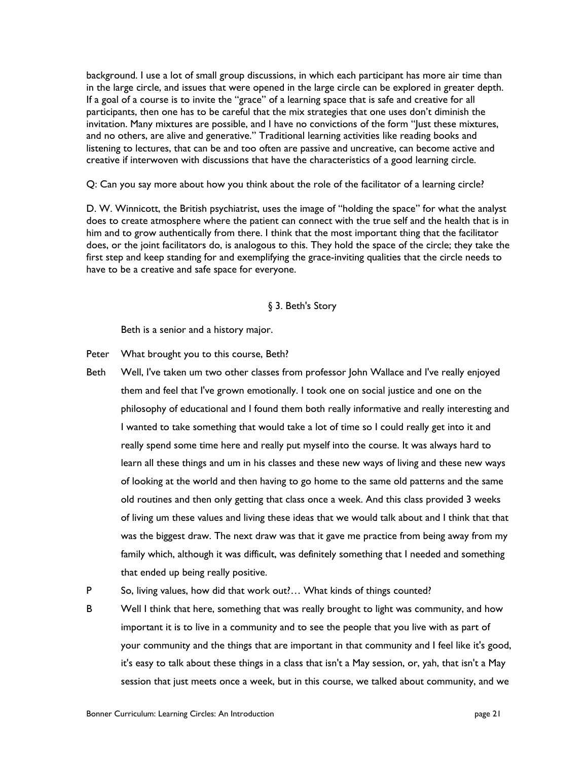background. I use a lot of small group discussions, in which each participant has more air time than in the large circle, and issues that were opened in the large circle can be explored in greater depth. If a goal of a course is to invite the "grace" of a learning space that is safe and creative for all participants, then one has to be careful that the mix strategies that one uses don't diminish the invitation. Many mixtures are possible, and I have no convictions of the form "Just these mixtures, and no others, are alive and generative." Traditional learning activities like reading books and listening to lectures, that can be and too often are passive and uncreative, can become active and creative if interwoven with discussions that have the characteristics of a good learning circle.

Q: Can you say more about how you think about the role of the facilitator of a learning circle?

D. W. Winnicott, the British psychiatrist, uses the image of "holding the space" for what the analyst does to create atmosphere where the patient can connect with the true self and the health that is in him and to grow authentically from there. I think that the most important thing that the facilitator does, or the joint facilitators do, is analogous to this. They hold the space of the circle; they take the first step and keep standing for and exemplifying the grace-inviting qualities that the circle needs to have to be a creative and safe space for everyone.

## § 3. Beth's Story

Beth is a senior and a history major.

Peter What brought you to this course, Beth?

Beth Well, I've taken um two other classes from professor John Wallace and I've really enjoyed them and feel that I've grown emotionally. I took one on social justice and one on the philosophy of educational and I found them both really informative and really interesting and I wanted to take something that would take a lot of time so I could really get into it and really spend some time here and really put myself into the course. It was always hard to learn all these things and um in his classes and these new ways of living and these new ways of looking at the world and then having to go home to the same old patterns and the same old routines and then only getting that class once a week. And this class provided 3 weeks of living um these values and living these ideas that we would talk about and I think that that was the biggest draw. The next draw was that it gave me practice from being away from my family which, although it was difficult, was definitely something that I needed and something that ended up being really positive.

P So, living values, how did that work out?… What kinds of things counted?

B Well I think that here, something that was really brought to light was community, and how important it is to live in a community and to see the people that you live with as part of your community and the things that are important in that community and I feel like it's good, it's easy to talk about these things in a class that isn't a May session, or, yah, that isn't a May session that just meets once a week, but in this course, we talked about community, and we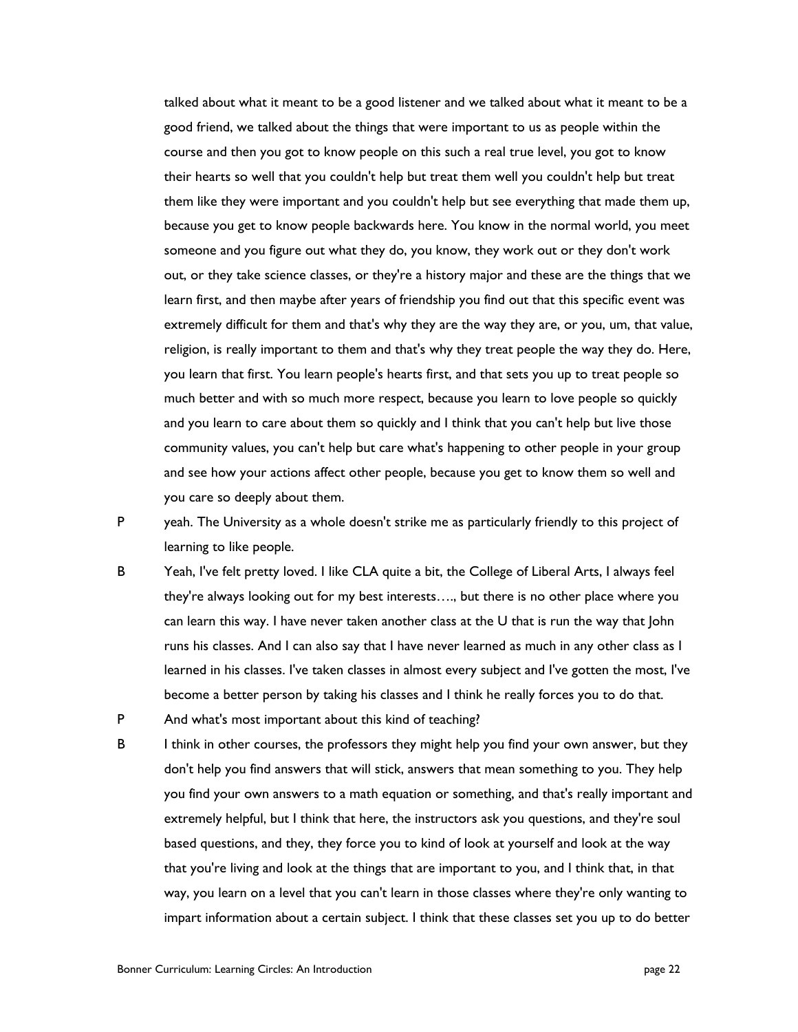talked about what it meant to be a good listener and we talked about what it meant to be a good friend, we talked about the things that were important to us as people within the course and then you got to know people on this such a real true level, you got to know their hearts so well that you couldn't help but treat them well you couldn't help but treat them like they were important and you couldn't help but see everything that made them up, because you get to know people backwards here. You know in the normal world, you meet someone and you figure out what they do, you know, they work out or they don't work out, or they take science classes, or they're a history major and these are the things that we learn first, and then maybe after years of friendship you find out that this specific event was extremely difficult for them and that's why they are the way they are, or you, um, that value, religion, is really important to them and that's why they treat people the way they do. Here, you learn that first. You learn people's hearts first, and that sets you up to treat people so much better and with so much more respect, because you learn to love people so quickly and you learn to care about them so quickly and I think that you can't help but live those community values, you can't help but care what's happening to other people in your group and see how your actions affect other people, because you get to know them so well and you care so deeply about them.

P yeah. The University as a whole doesn't strike me as particularly friendly to this project of learning to like people.

B Yeah, I've felt pretty loved. I like CLA quite a bit, the College of Liberal Arts, I always feel they're always looking out for my best interests…., but there is no other place where you can learn this way. I have never taken another class at the U that is run the way that John runs his classes. And I can also say that I have never learned as much in any other class as I learned in his classes. I've taken classes in almost every subject and I've gotten the most, I've become a better person by taking his classes and I think he really forces you to do that.

P And what's most important about this kind of teaching?

B I think in other courses, the professors they might help you find your own answer, but they don't help you find answers that will stick, answers that mean something to you. They help you find your own answers to a math equation or something, and that's really important and extremely helpful, but I think that here, the instructors ask you questions, and they're soul based questions, and they, they force you to kind of look at yourself and look at the way that you're living and look at the things that are important to you, and I think that, in that way, you learn on a level that you can't learn in those classes where they're only wanting to impart information about a certain subject. I think that these classes set you up to do better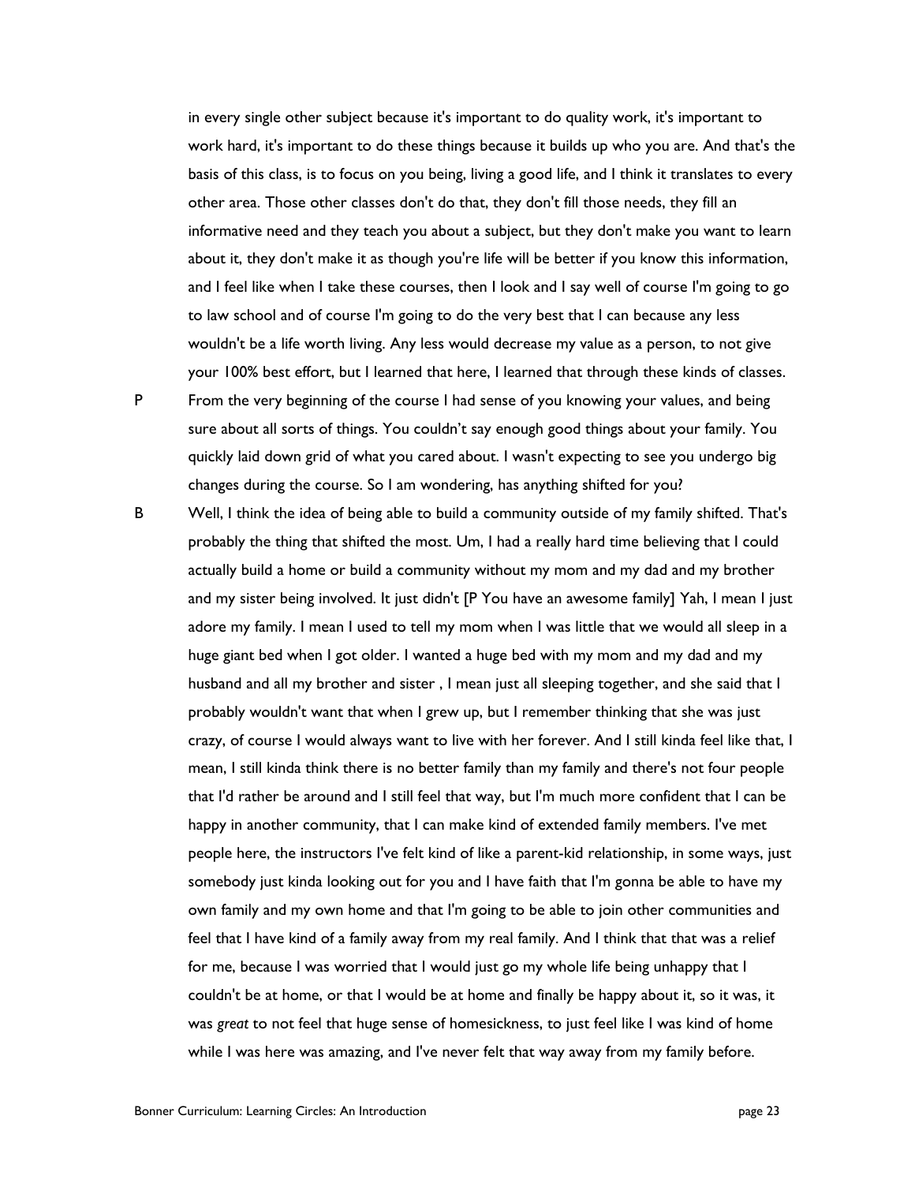in every single other subject because it's important to do quality work, it's important to work hard, it's important to do these things because it builds up who you are. And that's the basis of this class, is to focus on you being, living a good life, and I think it translates to every other area. Those other classes don't do that, they don't fill those needs, they fill an informative need and they teach you about a subject, but they don't make you want to learn about it, they don't make it as though you're life will be better if you know this information, and I feel like when I take these courses, then I look and I say well of course I'm going to go to law school and of course I'm going to do the very best that I can because any less wouldn't be a life worth living. Any less would decrease my value as a person, to not give your 100% best effort, but I learned that here, I learned that through these kinds of classes.

P From the very beginning of the course I had sense of you knowing your values, and being sure about all sorts of things. You couldn't say enough good things about your family. You quickly laid down grid of what you cared about. I wasn't expecting to see you undergo big changes during the course. So I am wondering, has anything shifted for you?

B Well, I think the idea of being able to build a community outside of my family shifted. That's probably the thing that shifted the most. Um, I had a really hard time believing that I could actually build a home or build a community without my mom and my dad and my brother and my sister being involved. It just didn't [P You have an awesome family] Yah, I mean I just adore my family. I mean I used to tell my mom when I was little that we would all sleep in a huge giant bed when I got older. I wanted a huge bed with my mom and my dad and my husband and all my brother and sister , I mean just all sleeping together, and she said that I probably wouldn't want that when I grew up, but I remember thinking that she was just crazy, of course I would always want to live with her forever. And I still kinda feel like that, I mean, I still kinda think there is no better family than my family and there's not four people that I'd rather be around and I still feel that way, but I'm much more confident that I can be happy in another community, that I can make kind of extended family members. I've met people here, the instructors I've felt kind of like a parent-kid relationship, in some ways, just somebody just kinda looking out for you and I have faith that I'm gonna be able to have my own family and my own home and that I'm going to be able to join other communities and feel that I have kind of a family away from my real family. And I think that that was a relief for me, because I was worried that I would just go my whole life being unhappy that I couldn't be at home, or that I would be at home and finally be happy about it, so it was, it was *great* to not feel that huge sense of homesickness, to just feel like I was kind of home while I was here was amazing, and I've never felt that way away from my family before.